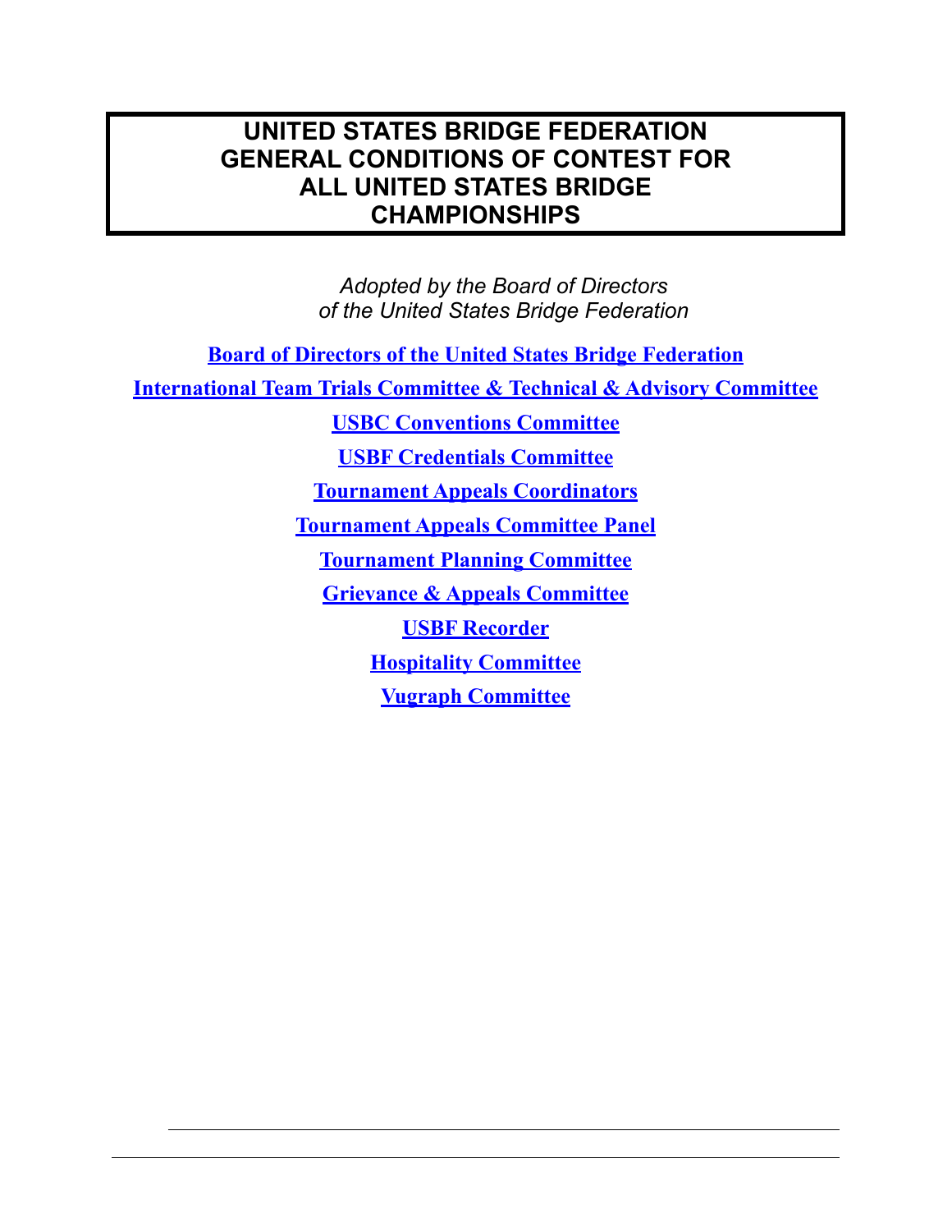# UNITED STATES BRIDGE FEDERATION GENERAL CONDITIONS OF CONTEST FOR ALL UNITED STATES BRIDGE CHAMPIONSHIPS

*Adopted by the Board of Directors*
*of the United States Bridge Federation*

**Board of Directors of the United States Bridge Federation**

**International Team Trials Committee & Technical & Advisory Committee**

**USBC Conventions Committee**

**USBF Credentials Committee**

**Tournament Appeals Coordinators**

**Tournament Appeals Committee Panel**

**Tournament Planning Committee**

**Grievance & Appeals Committee**

**USBF Recorder**

**Hospitality Committee**

**Vugraph Committee**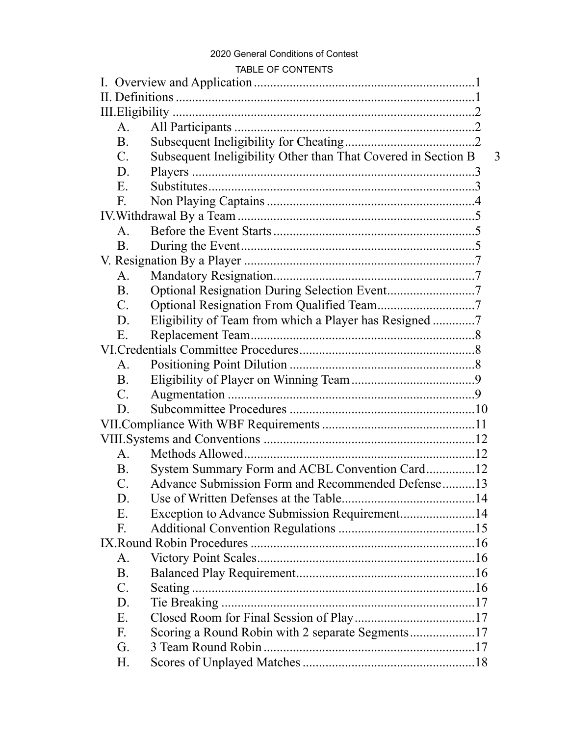2020 General Conditions of Contest

TABLE OF CONTENTS

I. Overview and Application .................................................................... 1
II. Definitions ............................................................................................ 1
III. Eligibility ............................................................................................ 2
- A. All Participants ............................................................................ 2
- B. Subsequent Ineligibility for Cheating ........................................ 2
- C. Subsequent Ineligibility Other than That Covered in Section B 3
- D. Players ......................................................................................... 3
- E. Substitutes .................................................................................... 3
- F. Non Playing Captains ................................................................... 4

IV. Withdrawal By a Team ......................................................................... 5
- A. Before the Event Starts ............................................................... 5
- B. During the Event .......................................................................... 5

V. Resignation By a Player ........................................................................ 7
- A. Mandatory Resignation ................................................................ 7
- B. Optional Resignation During Selection Event ........................... 7
- C. Optional Resignation From Qualified Team .............................. 7
- D. Eligibility of Team from which a Player has Resigned ............. 7
- E. Replacement Team ........................................................................ 8

VI. Credentials Committee Procedures ..................................................... 8
- A. Positioning Point Dilution .......................................................... 8
- B. Eligibility of Player on Winning Team ...................................... 9
- C. Augmentation ............................................................................... 9
- D. Subcommittee Procedures ......................................................... 10

VII. Compliance With WBF Requirements .............................................. 11
VIII. Systems and Conventions ................................................................. 12
- A. Methods Allowed ........................................................................ 12
- B. System Summary Form and ACBL Convention Card ............... 12
- C. Advance Submission Form and Recommended Defense .......... 13
- D. Use of Written Defenses at the Table ........................................ 14
- E. Exception to Advance Submission Requirement ....................... 14
- F. Additional Convention Regulations .......................................... 15

IX. Round Robin Procedures ..................................................................... 16
- A. Victory Point Scales .................................................................... 16
- B. Balanced Play Requirement ........................................................ 16
- C. Seating ......................................................................................... 16
- D. Tie Breaking ................................................................................ 17
- E. Closed Room for Final Session of Play ..................................... 17
- F. Scoring a Round Robin with 2 separate Segments .................... 17
- G. 3 Team Round Robin .................................................................. 17
- H. Scores of Unplayed Matches ...................................................... 18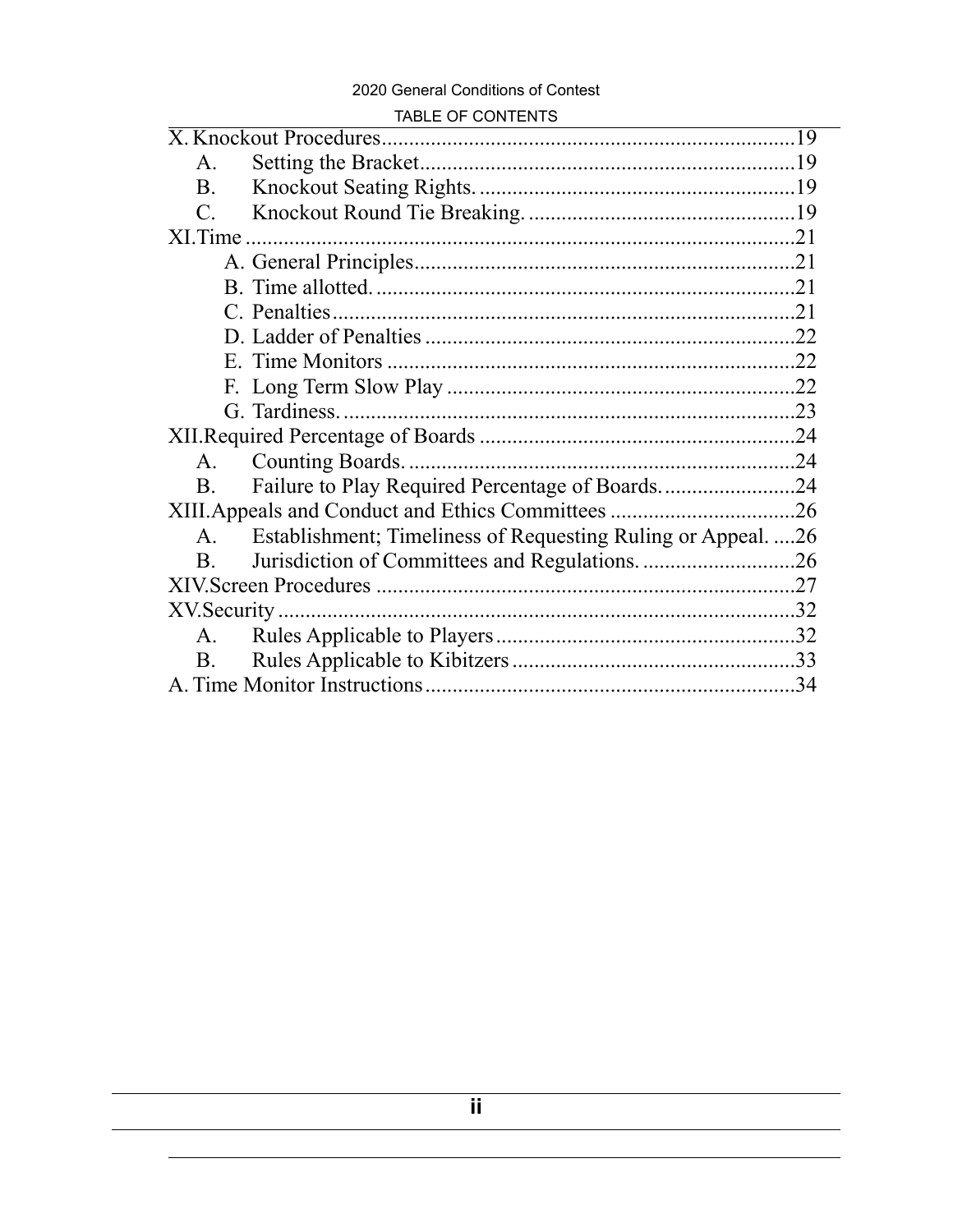TABLE OF CONTENTS

X. Knockout Procedures ... 19
- A. Setting the Bracket ... 19
- B. Knockout Seating Rights. ... 19
- C. Knockout Round Tie Breaking. ... 19

XI. Time ... 21
- A. General Principles ... 21
- B. Time allotted. ... 21
- C. Penalties ... 21
- D. Ladder of Penalties ... 22
- E. Time Monitors ... 22
- F. Long Term Slow Play ... 22
- G. Tardiness. ... 23

XII. Required Percentage of Boards ... 24
- A. Counting Boards. ... 24
- B. Failure to Play Required Percentage of Boards. ... 24

XIII. Appeals and Conduct and Ethics Committees ... 26
- A. Establishment; Timeliness of Requesting Ruling or Appeal. ... 26
- B. Jurisdiction of Committees and Regulations. ... 26

XIV. Screen Procedures ... 27

XV. Security ... 32
- A. Rules Applicable to Players ... 32
- B. Rules Applicable to Kibitzers ... 33

A. Time Monitor Instructions ... 34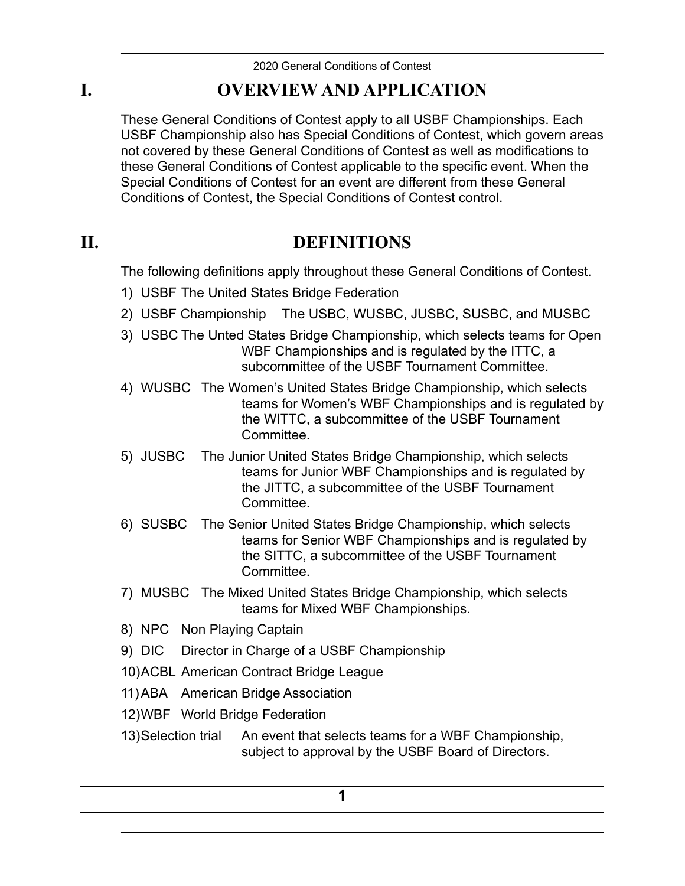# I. OVERVIEW AND APPLICATION

These General Conditions of Contest apply to all USBF Championships. Each USBF Championship also has Special Conditions of Contest, which govern areas not covered by these General Conditions of Contest as well as modifications to these General Conditions of Contest applicable to the specific event. When the Special Conditions of Contest for an event are different from these General Conditions of Contest, the Special Conditions of Contest control.

# II. DEFINITIONS

The following definitions apply throughout these General Conditions of Contest.

1) USBF The United States Bridge Federation
2) USBF Championship The USBC, WUSBC, JUSBC, SUSBC, and MUSBC
3) USBC The Unted States Bridge Championship, which selects teams for Open WBF Championships and is regulated by the ITTC, a subcommittee of the USBF Tournament Committee.
4) WUSBC The Women's United States Bridge Championship, which selects teams for Women's WBF Championships and is regulated by the WITTC, a subcommittee of the USBF Tournament Committee.
5) JUSBC The Junior United States Bridge Championship, which selects teams for Junior WBF Championships and is regulated by the JITTC, a subcommittee of the USBF Tournament Committee.
6) SUSBC The Senior United States Bridge Championship, which selects teams for Senior WBF Championships and is regulated by the SITTC, a subcommittee of the USBF Tournament Committee.
7) MUSBC The Mixed United States Bridge Championship, which selects teams for Mixed WBF Championships.
8) NPC Non Playing Captain
9) DIC Director in Charge of a USBF Championship
10) ACBL American Contract Bridge League
11) ABA American Bridge Association
12) WBF World Bridge Federation
13) Selection trial An event that selects teams for a WBF Championship, subject to approval by the USBF Board of Directors.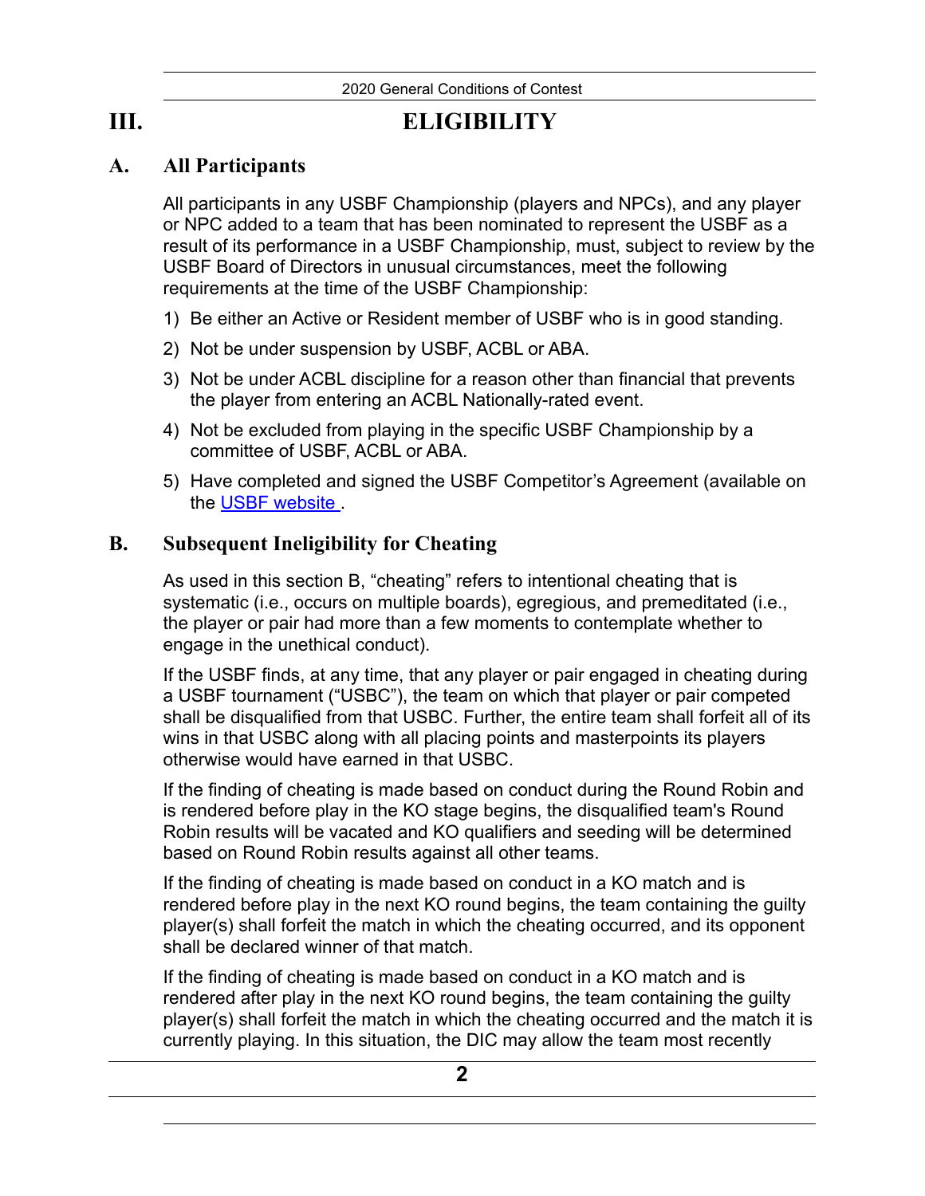# III. ELIGIBILITY

## A. All Participants

All participants in any USBF Championship (players and NPCs), and any player or NPC added to a team that has been nominated to represent the USBF as a result of its performance in a USBF Championship, must, subject to review by the USBF Board of Directors in unusual circumstances, meet the following requirements at the time of the USBF Championship:

1) Be either an Active or Resident member of USBF who is in good standing.
2) Not be under suspension by USBF, ACBL or ABA.
3) Not be under ACBL discipline for a reason other than financial that prevents the player from entering an ACBL Nationally-rated event.
4) Not be excluded from playing in the specific USBF Championship by a committee of USBF, ACBL or ABA.
5) Have completed and signed the USBF Competitor's Agreement (available on the USBF website .

## B. Subsequent Ineligibility for Cheating

As used in this section B, "cheating" refers to intentional cheating that is systematic (i.e., occurs on multiple boards), egregious, and premeditated (i.e., the player or pair had more than a few moments to contemplate whether to engage in the unethical conduct).

If the USBF finds, at any time, that any player or pair engaged in cheating during a USBF tournament ("USBC"), the team on which that player or pair competed shall be disqualified from that USBC. Further, the entire team shall forfeit all of its wins in that USBC along with all placing points and masterpoints its players otherwise would have earned in that USBC.

If the finding of cheating is made based on conduct during the Round Robin and is rendered before play in the KO stage begins, the disqualified team's Round Robin results will be vacated and KO qualifiers and seeding will be determined based on Round Robin results against all other teams.

If the finding of cheating is made based on conduct in a KO match and is rendered before play in the next KO round begins, the team containing the guilty player(s) shall forfeit the match in which the cheating occurred, and its opponent shall be declared winner of that match.

If the finding of cheating is made based on conduct in a KO match and is rendered after play in the next KO round begins, the team containing the guilty player(s) shall forfeit the match in which the cheating occurred and the match it is currently playing. In this situation, the DIC may allow the team most recently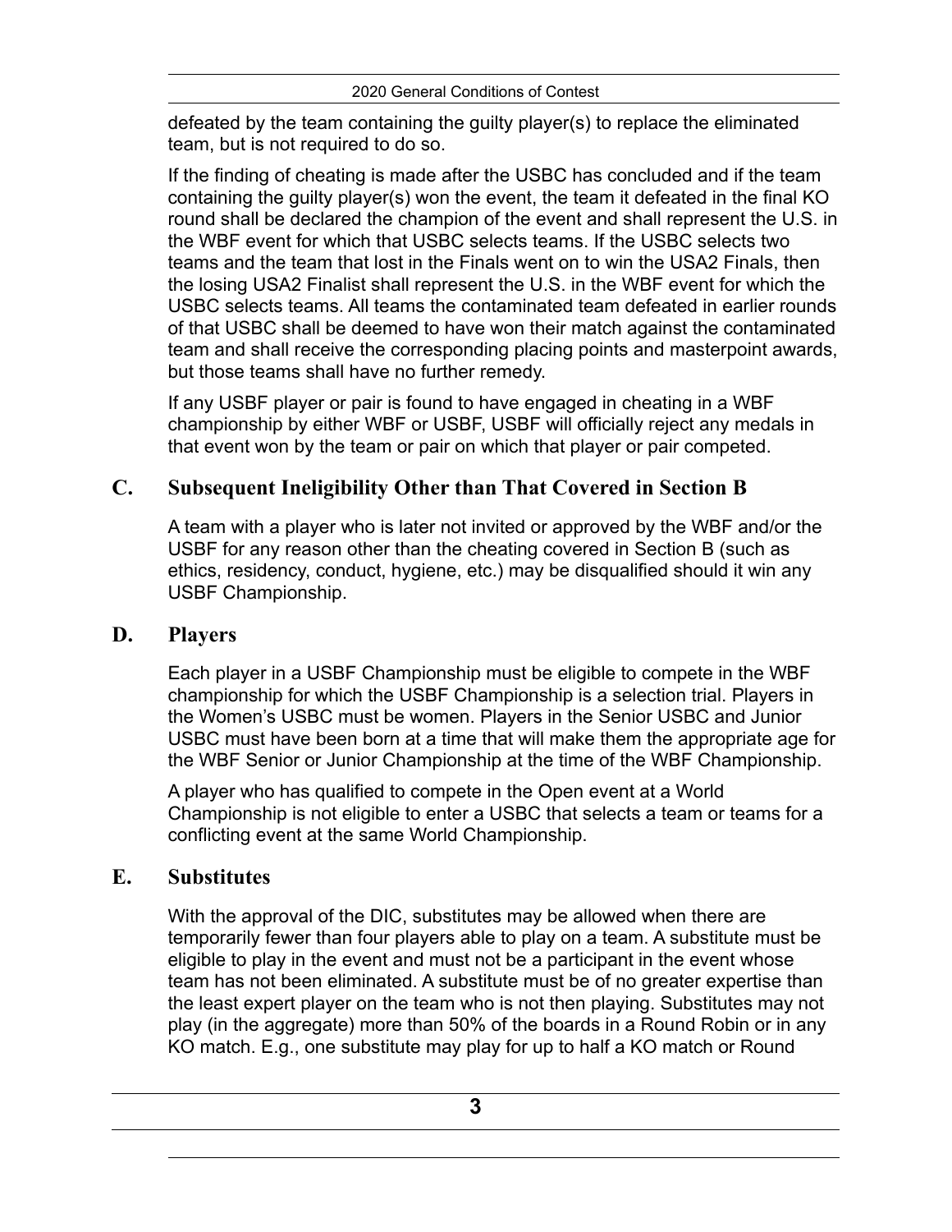defeated by the team containing the guilty player(s) to replace the eliminated team, but is not required to do so.

If the finding of cheating is made after the USBC has concluded and if the team containing the guilty player(s) won the event, the team it defeated in the final KO round shall be declared the champion of the event and shall represent the U.S. in the WBF event for which that USBC selects teams. If the USBC selects two teams and the team that lost in the Finals went on to win the USA2 Finals, then the losing USA2 Finalist shall represent the U.S. in the WBF event for which the USBC selects teams. All teams the contaminated team defeated in earlier rounds of that USBC shall be deemed to have won their match against the contaminated team and shall receive the corresponding placing points and masterpoint awards, but those teams shall have no further remedy.

If any USBF player or pair is found to have engaged in cheating in a WBF championship by either WBF or USBF, USBF will officially reject any medals in that event won by the team or pair on which that player or pair competed.

## C. Subsequent Ineligibility Other than That Covered in Section B

A team with a player who is later not invited or approved by the WBF and/or the USBF for any reason other than the cheating covered in Section B (such as ethics, residency, conduct, hygiene, etc.) may be disqualified should it win any USBF Championship.

## D. Players

Each player in a USBF Championship must be eligible to compete in the WBF championship for which the USBF Championship is a selection trial. Players in the Women's USBC must be women. Players in the Senior USBC and Junior USBC must have been born at a time that will make them the appropriate age for the WBF Senior or Junior Championship at the time of the WBF Championship.

A player who has qualified to compete in the Open event at a World Championship is not eligible to enter a USBC that selects a team or teams for a conflicting event at the same World Championship.

## E. Substitutes

With the approval of the DIC, substitutes may be allowed when there are temporarily fewer than four players able to play on a team. A substitute must be eligible to play in the event and must not be a participant in the event whose team has not been eliminated. A substitute must be of no greater expertise than the least expert player on the team who is not then playing. Substitutes may not play (in the aggregate) more than 50% of the boards in a Round Robin or in any KO match. E.g., one substitute may play for up to half a KO match or Round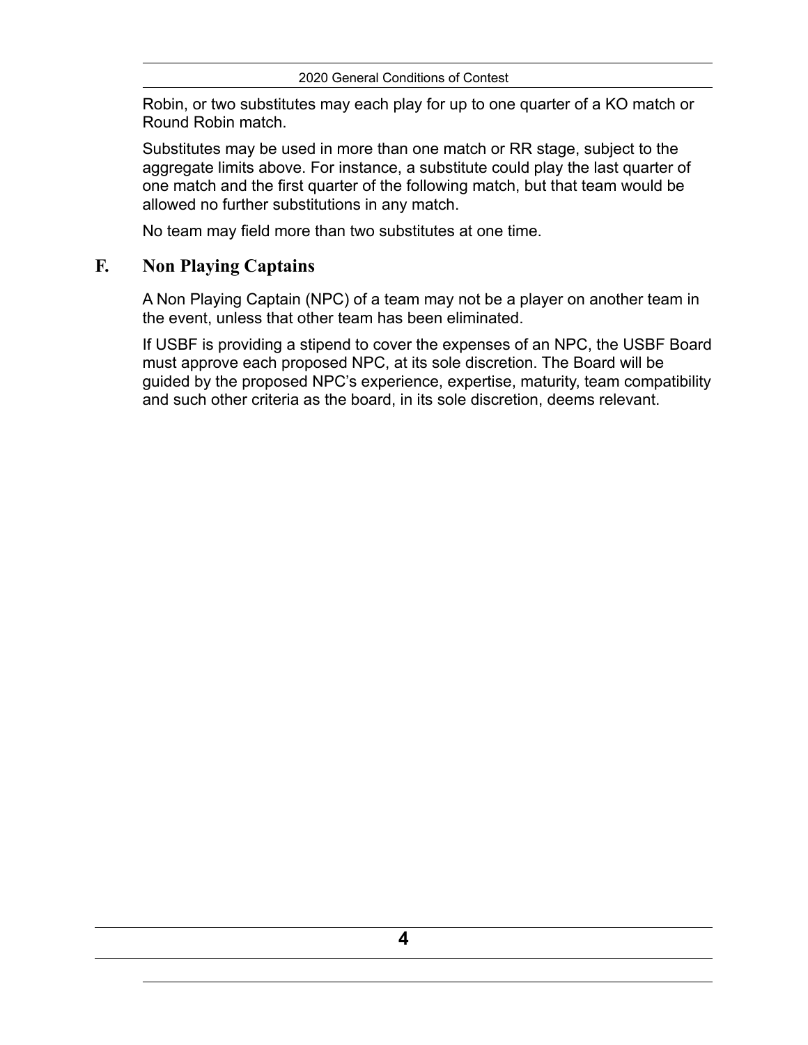Robin, or two substitutes may each play for up to one quarter of a KO match or Round Robin match.

Substitutes may be used in more than one match or RR stage, subject to the aggregate limits above. For instance, a substitute could play the last quarter of one match and the first quarter of the following match, but that team would be allowed no further substitutions in any match.

No team may field more than two substitutes at one time.

## F. Non Playing Captains

A Non Playing Captain (NPC) of a team may not be a player on another team in the event, unless that other team has been eliminated.

If USBF is providing a stipend to cover the expenses of an NPC, the USBF Board must approve each proposed NPC, at its sole discretion. The Board will be guided by the proposed NPC's experience, expertise, maturity, team compatibility and such other criteria as the board, in its sole discretion, deems relevant.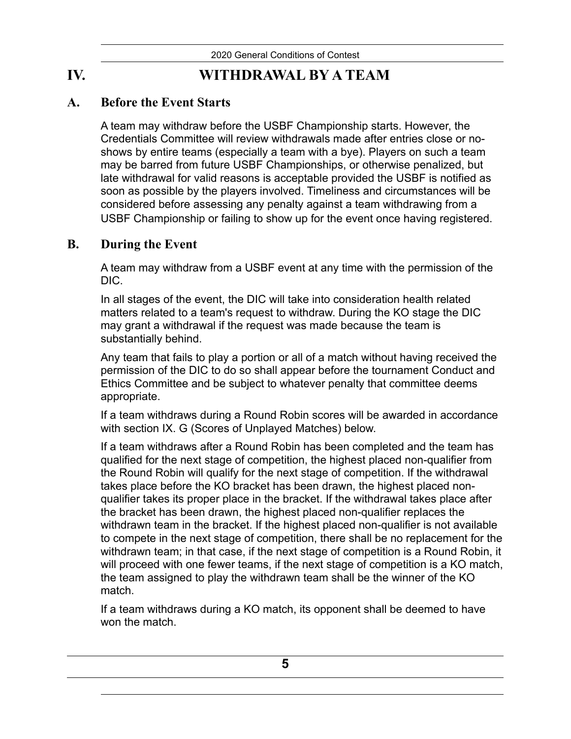# IV. WITHDRAWAL BY A TEAM

## A. Before the Event Starts

A team may withdraw before the USBF Championship starts. However, the Credentials Committee will review withdrawals made after entries close or no-shows by entire teams (especially a team with a bye). Players on such a team may be barred from future USBF Championships, or otherwise penalized, but late withdrawal for valid reasons is acceptable provided the USBF is notified as soon as possible by the players involved. Timeliness and circumstances will be considered before assessing any penalty against a team withdrawing from a USBF Championship or failing to show up for the event once having registered.

## B. During the Event

A team may withdraw from a USBF event at any time with the permission of the DIC.

In all stages of the event, the DIC will take into consideration health related matters related to a team's request to withdraw. During the KO stage the DIC may grant a withdrawal if the request was made because the team is substantially behind.

Any team that fails to play a portion or all of a match without having received the permission of the DIC to do so shall appear before the tournament Conduct and Ethics Committee and be subject to whatever penalty that committee deems appropriate.

If a team withdraws during a Round Robin scores will be awarded in accordance with section IX. G (Scores of Unplayed Matches) below.

If a team withdraws after a Round Robin has been completed and the team has qualified for the next stage of competition, the highest placed non-qualifier from the Round Robin will qualify for the next stage of competition. If the withdrawal takes place before the KO bracket has been drawn, the highest placed non-qualifier takes its proper place in the bracket. If the withdrawal takes place after the bracket has been drawn, the highest placed non-qualifier replaces the withdrawn team in the bracket. If the highest placed non-qualifier is not available to compete in the next stage of competition, there shall be no replacement for the withdrawn team; in that case, if the next stage of competition is a Round Robin, it will proceed with one fewer teams, if the next stage of competition is a KO match, the team assigned to play the withdrawn team shall be the winner of the KO match.

If a team withdraws during a KO match, its opponent shall be deemed to have won the match.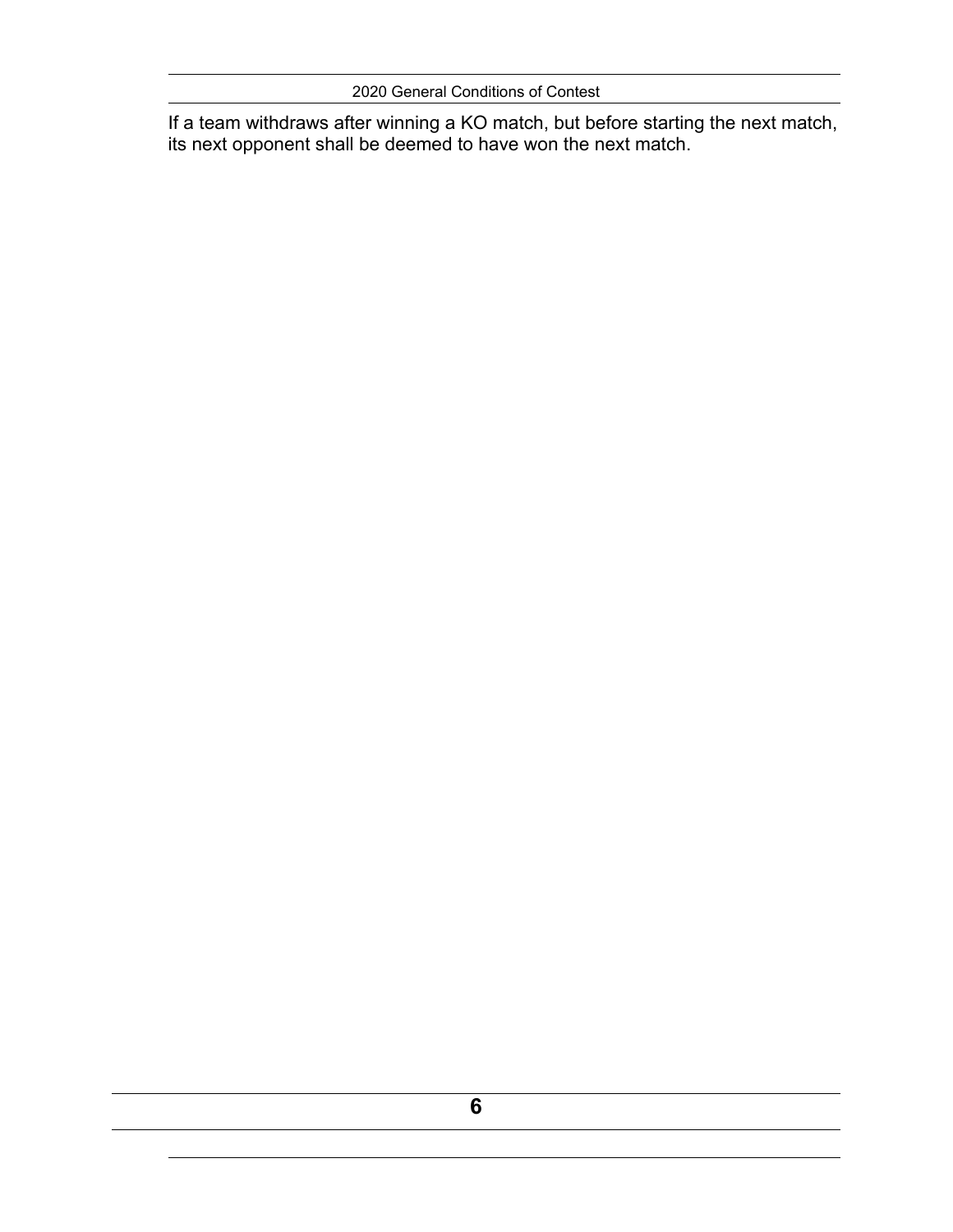If a team withdraws after winning a KO match, but before starting the next match, its next opponent shall be deemed to have won the next match.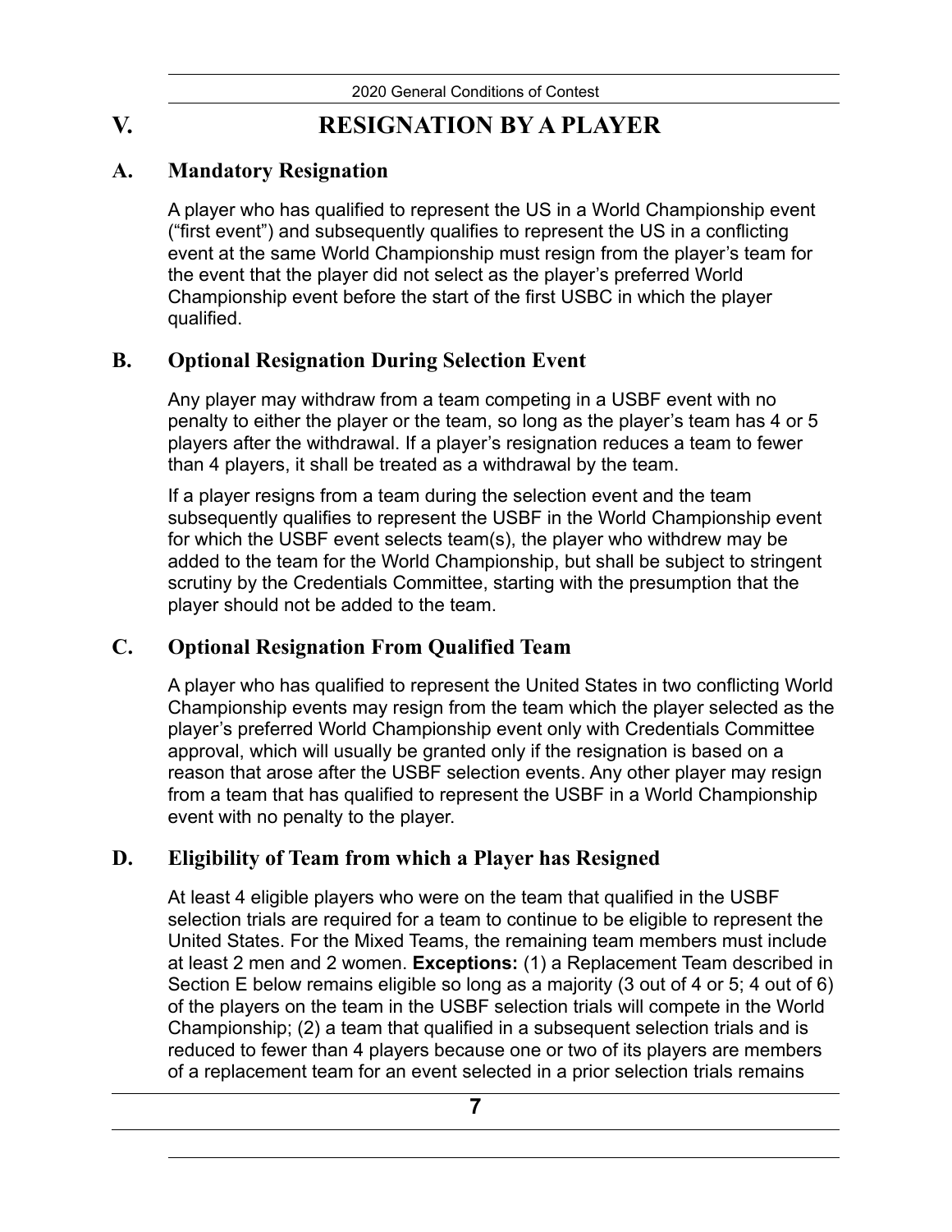# V. RESIGNATION BY A PLAYER

## A. Mandatory Resignation

A player who has qualified to represent the US in a World Championship event ("first event") and subsequently qualifies to represent the US in a conflicting event at the same World Championship must resign from the player's team for the event that the player did not select as the player's preferred World Championship event before the start of the first USBC in which the player qualified.

## B. Optional Resignation During Selection Event

Any player may withdraw from a team competing in a USBF event with no penalty to either the player or the team, so long as the player's team has 4 or 5 players after the withdrawal. If a player's resignation reduces a team to fewer than 4 players, it shall be treated as a withdrawal by the team.

If a player resigns from a team during the selection event and the team subsequently qualifies to represent the USBF in the World Championship event for which the USBF event selects team(s), the player who withdrew may be added to the team for the World Championship, but shall be subject to stringent scrutiny by the Credentials Committee, starting with the presumption that the player should not be added to the team.

## C. Optional Resignation From Qualified Team

A player who has qualified to represent the United States in two conflicting World Championship events may resign from the team which the player selected as the player's preferred World Championship event only with Credentials Committee approval, which will usually be granted only if the resignation is based on a reason that arose after the USBF selection events. Any other player may resign from a team that has qualified to represent the USBF in a World Championship event with no penalty to the player.

## D. Eligibility of Team from which a Player has Resigned

At least 4 eligible players who were on the team that qualified in the USBF selection trials are required for a team to continue to be eligible to represent the United States. For the Mixed Teams, the remaining team members must include at least 2 men and 2 women. **Exceptions:** (1) a Replacement Team described in Section E below remains eligible so long as a majority (3 out of 4 or 5; 4 out of 6) of the players on the team in the USBF selection trials will compete in the World Championship; (2) a team that qualified in a subsequent selection trials and is reduced to fewer than 4 players because one or two of its players are members of a replacement team for an event selected in a prior selection trials remains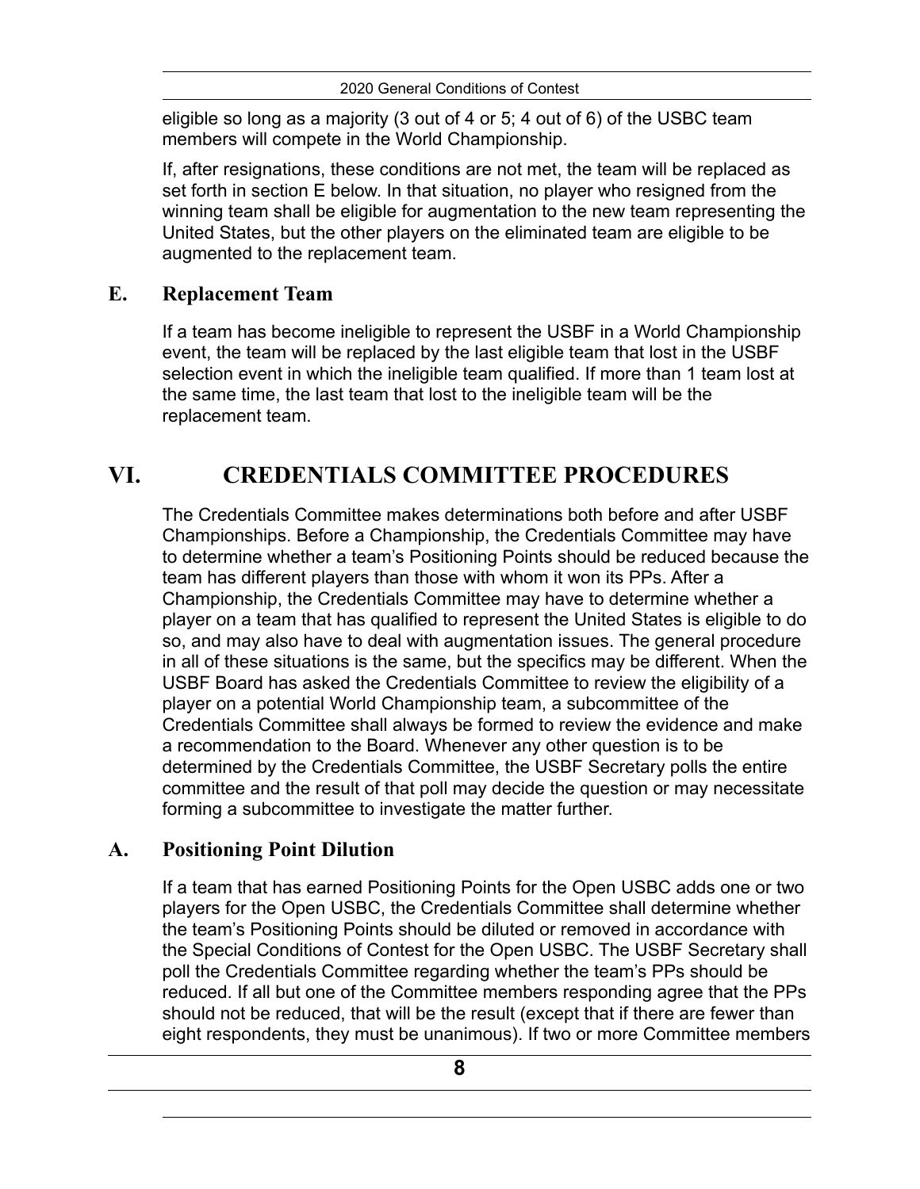eligible so long as a majority (3 out of 4 or 5; 4 out of 6) of the USBC team members will compete in the World Championship.

If, after resignations, these conditions are not met, the team will be replaced as set forth in section E below. In that situation, no player who resigned from the winning team shall be eligible for augmentation to the new team representing the United States, but the other players on the eliminated team are eligible to be augmented to the replacement team.

## E. Replacement Team

If a team has become ineligible to represent the USBF in a World Championship event, the team will be replaced by the last eligible team that lost in the USBF selection event in which the ineligible team qualified. If more than 1 team lost at the same time, the last team that lost to the ineligible team will be the replacement team.

# VI. CREDENTIALS COMMITTEE PROCEDURES

The Credentials Committee makes determinations both before and after USBF Championships. Before a Championship, the Credentials Committee may have to determine whether a team's Positioning Points should be reduced because the team has different players than those with whom it won its PPs. After a Championship, the Credentials Committee may have to determine whether a player on a team that has qualified to represent the United States is eligible to do so, and may also have to deal with augmentation issues. The general procedure in all of these situations is the same, but the specifics may be different. When the USBF Board has asked the Credentials Committee to review the eligibility of a player on a potential World Championship team, a subcommittee of the Credentials Committee shall always be formed to review the evidence and make a recommendation to the Board. Whenever any other question is to be determined by the Credentials Committee, the USBF Secretary polls the entire committee and the result of that poll may decide the question or may necessitate forming a subcommittee to investigate the matter further.

## A. Positioning Point Dilution

If a team that has earned Positioning Points for the Open USBC adds one or two players for the Open USBC, the Credentials Committee shall determine whether the team's Positioning Points should be diluted or removed in accordance with the Special Conditions of Contest for the Open USBC. The USBF Secretary shall poll the Credentials Committee regarding whether the team's PPs should be reduced. If all but one of the Committee members responding agree that the PPs should not be reduced, that will be the result (except that if there are fewer than eight respondents, they must be unanimous). If two or more Committee members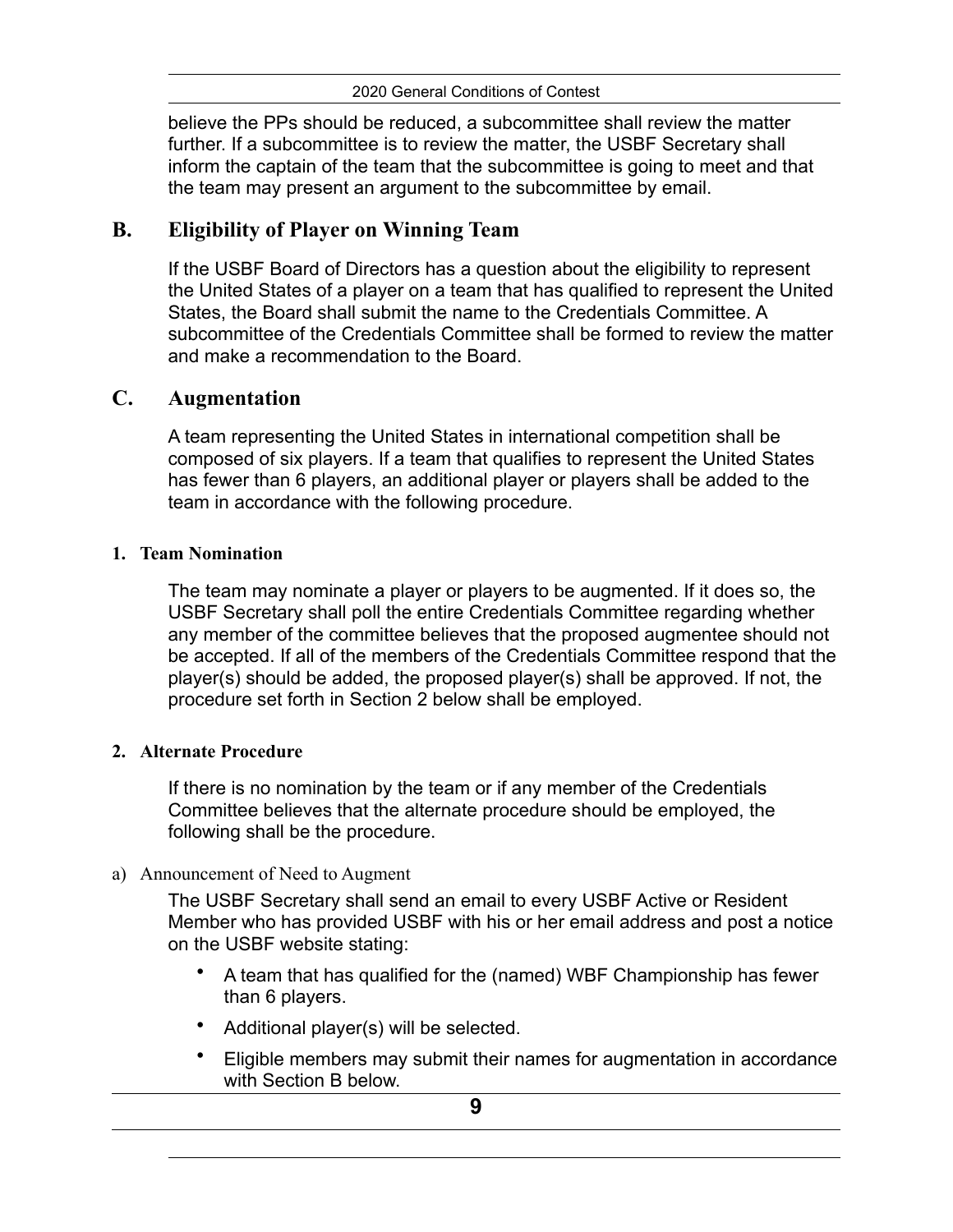believe the PPs should be reduced, a subcommittee shall review the matter further. If a subcommittee is to review the matter, the USBF Secretary shall inform the captain of the team that the subcommittee is going to meet and that the team may present an argument to the subcommittee by email.

## B. Eligibility of Player on Winning Team

If the USBF Board of Directors has a question about the eligibility to represent the United States of a player on a team that has qualified to represent the United States, the Board shall submit the name to the Credentials Committee. A subcommittee of the Credentials Committee shall be formed to review the matter and make a recommendation to the Board.

## C. Augmentation

A team representing the United States in international competition shall be composed of six players. If a team that qualifies to represent the United States has fewer than 6 players, an additional player or players shall be added to the team in accordance with the following procedure.

### 1. Team Nomination

The team may nominate a player or players to be augmented. If it does so, the USBF Secretary shall poll the entire Credentials Committee regarding whether any member of the committee believes that the proposed augmentee should not be accepted. If all of the members of the Credentials Committee respond that the player(s) should be added, the proposed player(s) shall be approved. If not, the procedure set forth in Section 2 below shall be employed.

### 2. Alternate Procedure

If there is no nomination by the team or if any member of the Credentials Committee believes that the alternate procedure should be employed, the following shall be the procedure.

a) Announcement of Need to Augment

The USBF Secretary shall send an email to every USBF Active or Resident Member who has provided USBF with his or her email address and post a notice on the USBF website stating:

- A team that has qualified for the (named) WBF Championship has fewer than 6 players.
- Additional player(s) will be selected.
- Eligible members may submit their names for augmentation in accordance with Section B below.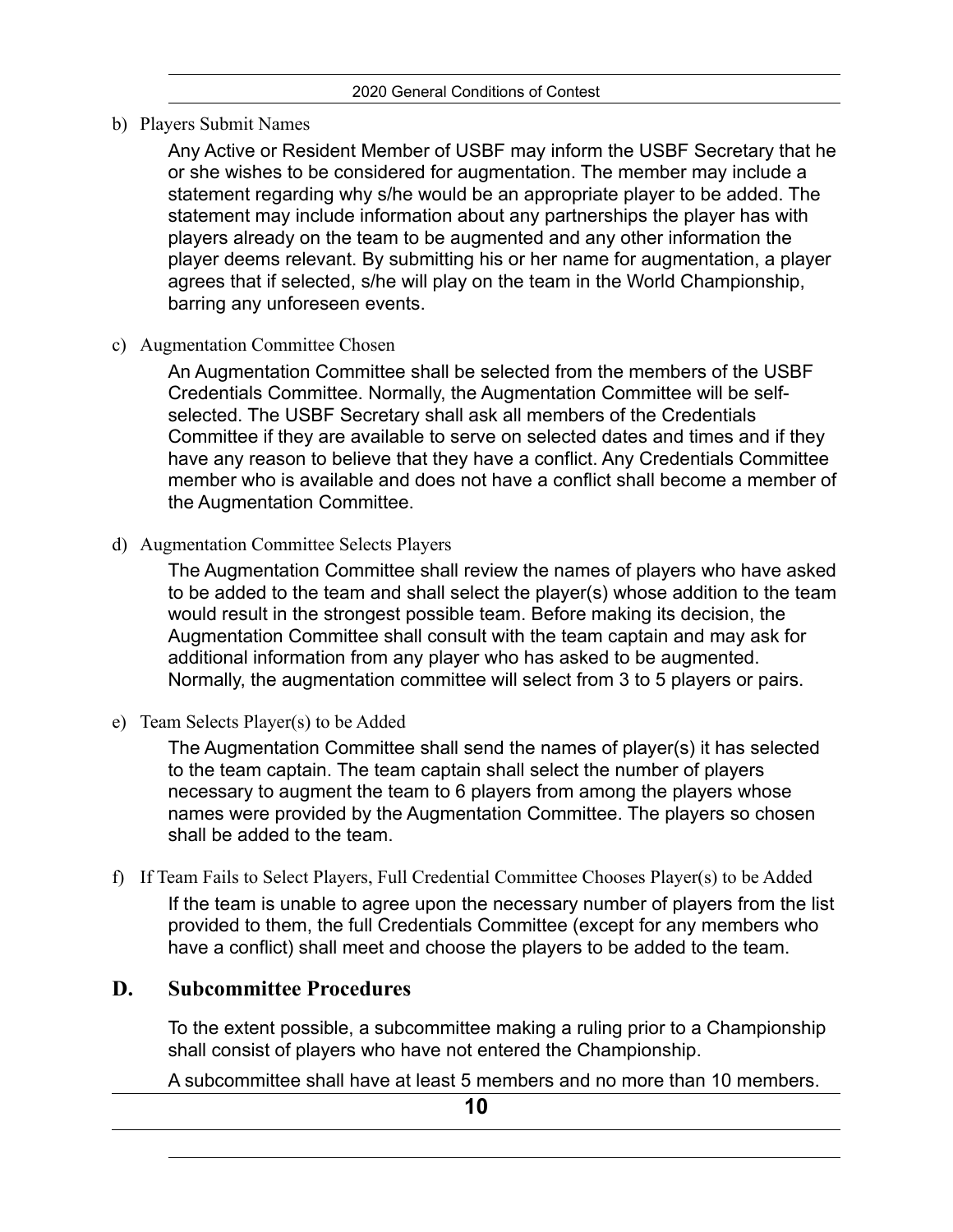b) Players Submit Names

Any Active or Resident Member of USBF may inform the USBF Secretary that he or she wishes to be considered for augmentation. The member may include a statement regarding why s/he would be an appropriate player to be added. The statement may include information about any partnerships the player has with players already on the team to be augmented and any other information the player deems relevant. By submitting his or her name for augmentation, a player agrees that if selected, s/he will play on the team in the World Championship, barring any unforeseen events.

c) Augmentation Committee Chosen

An Augmentation Committee shall be selected from the members of the USBF Credentials Committee. Normally, the Augmentation Committee will be self-selected. The USBF Secretary shall ask all members of the Credentials Committee if they are available to serve on selected dates and times and if they have any reason to believe that they have a conflict. Any Credentials Committee member who is available and does not have a conflict shall become a member of the Augmentation Committee.

d) Augmentation Committee Selects Players

The Augmentation Committee shall review the names of players who have asked to be added to the team and shall select the player(s) whose addition to the team would result in the strongest possible team. Before making its decision, the Augmentation Committee shall consult with the team captain and may ask for additional information from any player who has asked to be augmented. Normally, the augmentation committee will select from 3 to 5 players or pairs.

e) Team Selects Player(s) to be Added

The Augmentation Committee shall send the names of player(s) it has selected to the team captain. The team captain shall select the number of players necessary to augment the team to 6 players from among the players whose names were provided by the Augmentation Committee. The players so chosen shall be added to the team.

f) If Team Fails to Select Players, Full Credential Committee Chooses Player(s) to be Added

If the team is unable to agree upon the necessary number of players from the list provided to them, the full Credentials Committee (except for any members who have a conflict) shall meet and choose the players to be added to the team.

## D. Subcommittee Procedures

To the extent possible, a subcommittee making a ruling prior to a Championship shall consist of players who have not entered the Championship.

A subcommittee shall have at least 5 members and no more than 10 members.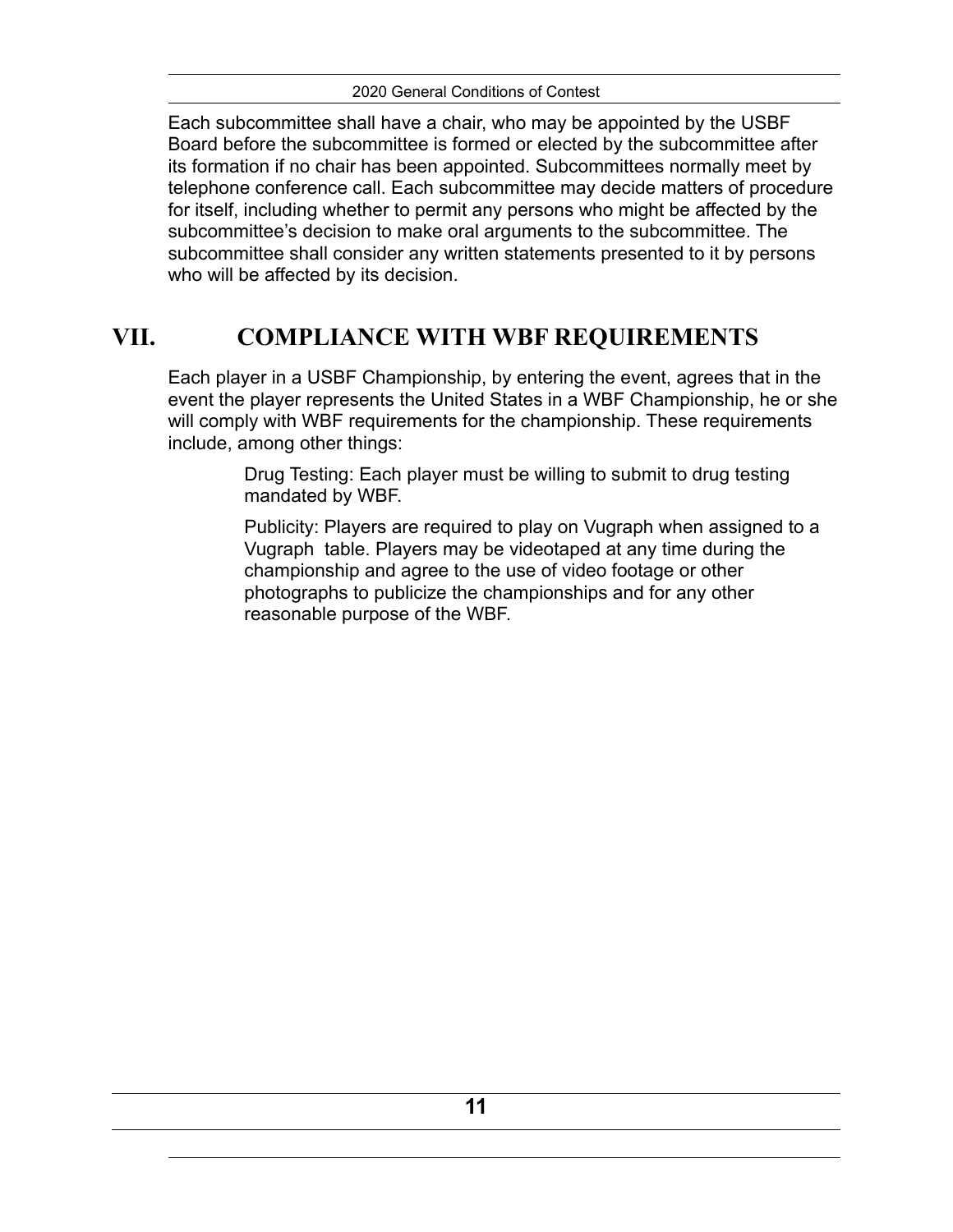Each subcommittee shall have a chair, who may be appointed by the USBF Board before the subcommittee is formed or elected by the subcommittee after its formation if no chair has been appointed. Subcommittees normally meet by telephone conference call. Each subcommittee may decide matters of procedure for itself, including whether to permit any persons who might be affected by the subcommittee's decision to make oral arguments to the subcommittee. The subcommittee shall consider any written statements presented to it by persons who will be affected by its decision.

# VII. COMPLIANCE WITH WBF REQUIREMENTS

Each player in a USBF Championship, by entering the event, agrees that in the event the player represents the United States in a WBF Championship, he or she will comply with WBF requirements for the championship. These requirements include, among other things:

> Drug Testing: Each player must be willing to submit to drug testing mandated by WBF.
>
> Publicity: Players are required to play on Vugraph when assigned to a Vugraph table. Players may be videotaped at any time during the championship and agree to the use of video footage or other photographs to publicize the championships and for any other reasonable purpose of the WBF.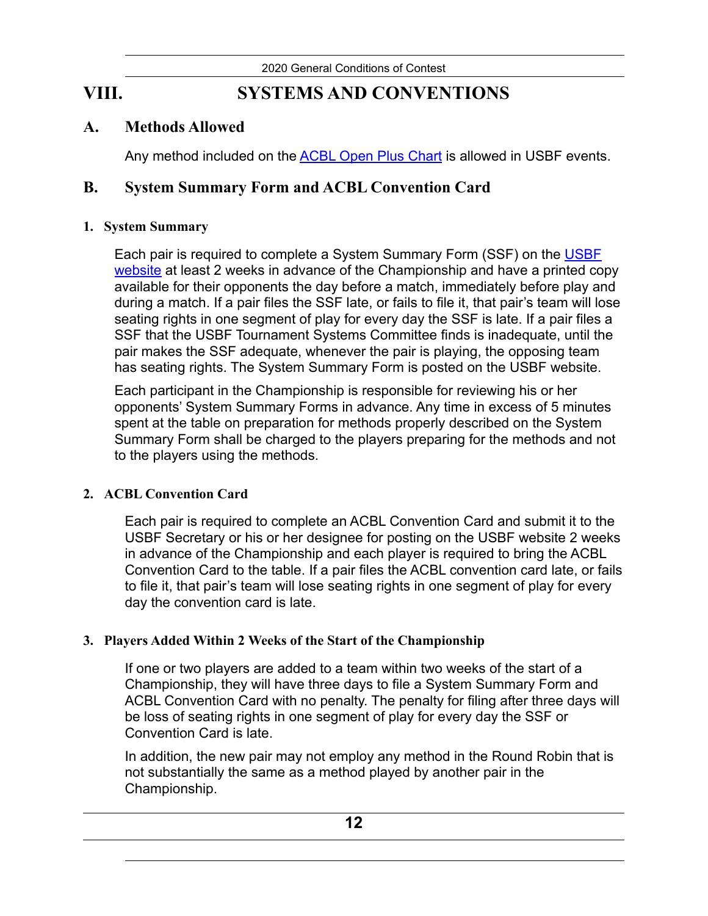# VIII. SYSTEMS AND CONVENTIONS

## A. Methods Allowed

Any method included on the ACBL Open Plus Chart is allowed in USBF events.

## B. System Summary Form and ACBL Convention Card

### 1. System Summary

Each pair is required to complete a System Summary Form (SSF) on the USBF website at least 2 weeks in advance of the Championship and have a printed copy available for their opponents the day before a match, immediately before play and during a match. If a pair files the SSF late, or fails to file it, that pair's team will lose seating rights in one segment of play for every day the SSF is late. If a pair files a SSF that the USBF Tournament Systems Committee finds is inadequate, until the pair makes the SSF adequate, whenever the pair is playing, the opposing team has seating rights. The System Summary Form is posted on the USBF website.

Each participant in the Championship is responsible for reviewing his or her opponents' System Summary Forms in advance. Any time in excess of 5 minutes spent at the table on preparation for methods properly described on the System Summary Form shall be charged to the players preparing for the methods and not to the players using the methods.

### 2. ACBL Convention Card

Each pair is required to complete an ACBL Convention Card and submit it to the USBF Secretary or his or her designee for posting on the USBF website 2 weeks in advance of the Championship and each player is required to bring the ACBL Convention Card to the table. If a pair files the ACBL convention card late, or fails to file it, that pair's team will lose seating rights in one segment of play for every day the convention card is late.

### 3. Players Added Within 2 Weeks of the Start of the Championship

If one or two players are added to a team within two weeks of the start of a Championship, they will have three days to file a System Summary Form and ACBL Convention Card with no penalty. The penalty for filing after three days will be loss of seating rights in one segment of play for every day the SSF or Convention Card is late.

In addition, the new pair may not employ any method in the Round Robin that is not substantially the same as a method played by another pair in the Championship.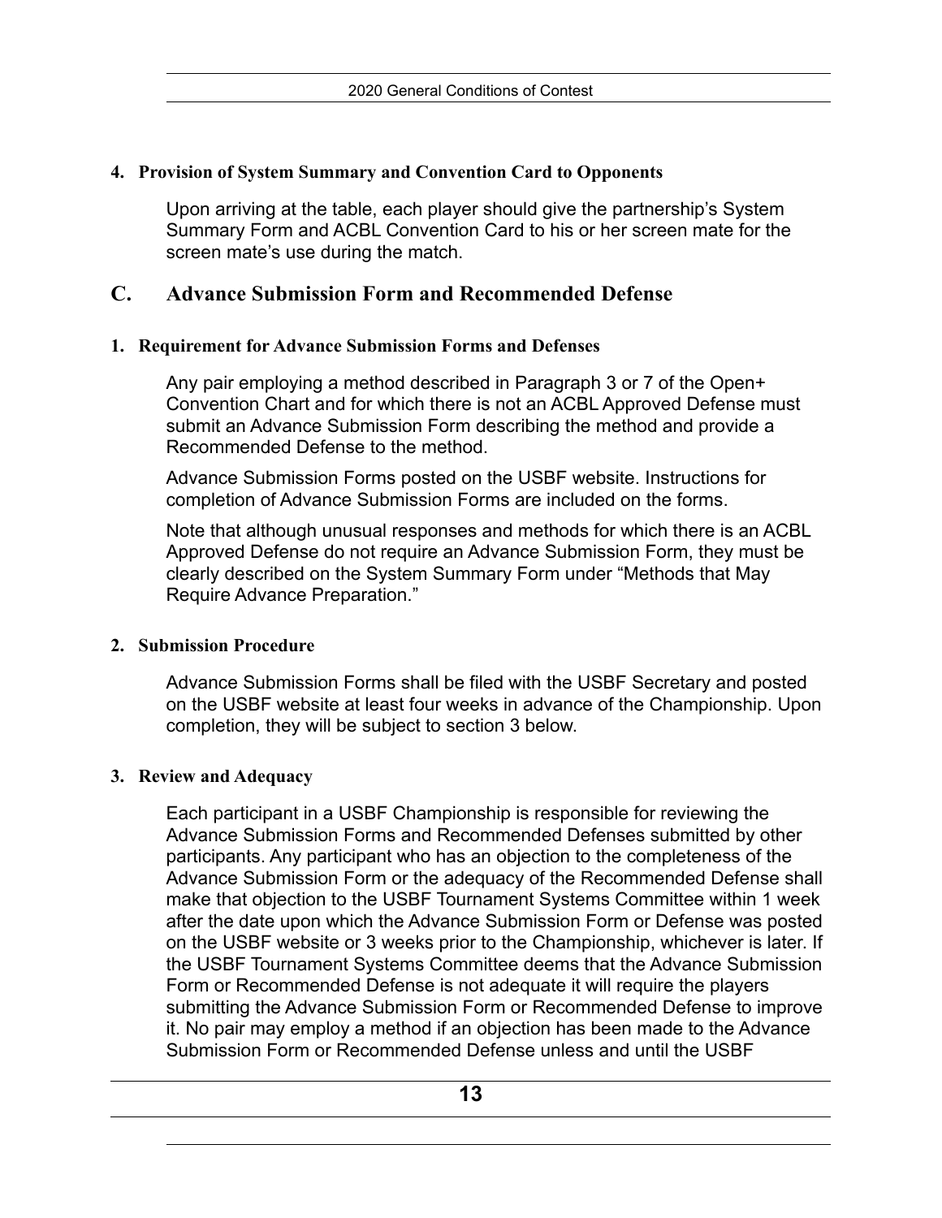#### 4. Provision of System Summary and Convention Card to Opponents

Upon arriving at the table, each player should give the partnership's System Summary Form and ACBL Convention Card to his or her screen mate for the screen mate's use during the match.

## C. Advance Submission Form and Recommended Defense

#### 1. Requirement for Advance Submission Forms and Defenses

Any pair employing a method described in Paragraph 3 or 7 of the Open+ Convention Chart and for which there is not an ACBL Approved Defense must submit an Advance Submission Form describing the method and provide a Recommended Defense to the method.

Advance Submission Forms posted on the USBF website. Instructions for completion of Advance Submission Forms are included on the forms.

Note that although unusual responses and methods for which there is an ACBL Approved Defense do not require an Advance Submission Form, they must be clearly described on the System Summary Form under "Methods that May Require Advance Preparation."

#### 2. Submission Procedure

Advance Submission Forms shall be filed with the USBF Secretary and posted on the USBF website at least four weeks in advance of the Championship. Upon completion, they will be subject to section 3 below.

#### 3. Review and Adequacy

Each participant in a USBF Championship is responsible for reviewing the Advance Submission Forms and Recommended Defenses submitted by other participants. Any participant who has an objection to the completeness of the Advance Submission Form or the adequacy of the Recommended Defense shall make that objection to the USBF Tournament Systems Committee within 1 week after the date upon which the Advance Submission Form or Defense was posted on the USBF website or 3 weeks prior to the Championship, whichever is later. If the USBF Tournament Systems Committee deems that the Advance Submission Form or Recommended Defense is not adequate it will require the players submitting the Advance Submission Form or Recommended Defense to improve it. No pair may employ a method if an objection has been made to the Advance Submission Form or Recommended Defense unless and until the USBF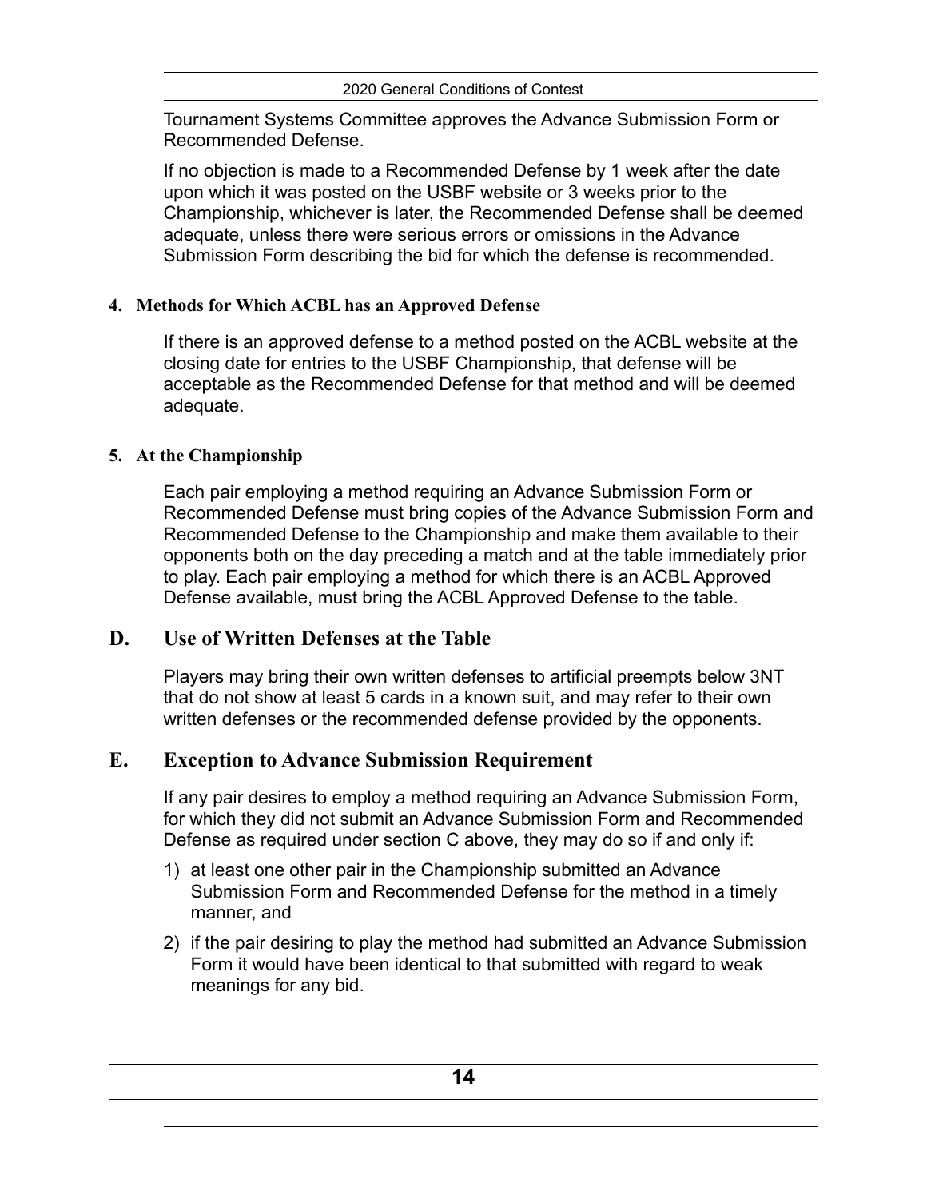Tournament Systems Committee approves the Advance Submission Form or Recommended Defense.

If no objection is made to a Recommended Defense by 1 week after the date upon which it was posted on the USBF website or 3 weeks prior to the Championship, whichever is later, the Recommended Defense shall be deemed adequate, unless there were serious errors or omissions in the Advance Submission Form describing the bid for which the defense is recommended.

#### 4. Methods for Which ACBL has an Approved Defense

If there is an approved defense to a method posted on the ACBL website at the closing date for entries to the USBF Championship, that defense will be acceptable as the Recommended Defense for that method and will be deemed adequate.

#### 5. At the Championship

Each pair employing a method requiring an Advance Submission Form or Recommended Defense must bring copies of the Advance Submission Form and Recommended Defense to the Championship and make them available to their opponents both on the day preceding a match and at the table immediately prior to play. Each pair employing a method for which there is an ACBL Approved Defense available, must bring the ACBL Approved Defense to the table.

## D. Use of Written Defenses at the Table

Players may bring their own written defenses to artificial preempts below 3NT that do not show at least 5 cards in a known suit, and may refer to their own written defenses or the recommended defense provided by the opponents.

## E. Exception to Advance Submission Requirement

If any pair desires to employ a method requiring an Advance Submission Form, for which they did not submit an Advance Submission Form and Recommended Defense as required under section C above, they may do so if and only if:

1) at least one other pair in the Championship submitted an Advance Submission Form and Recommended Defense for the method in a timely manner, and
2) if the pair desiring to play the method had submitted an Advance Submission Form it would have been identical to that submitted with regard to weak meanings for any bid.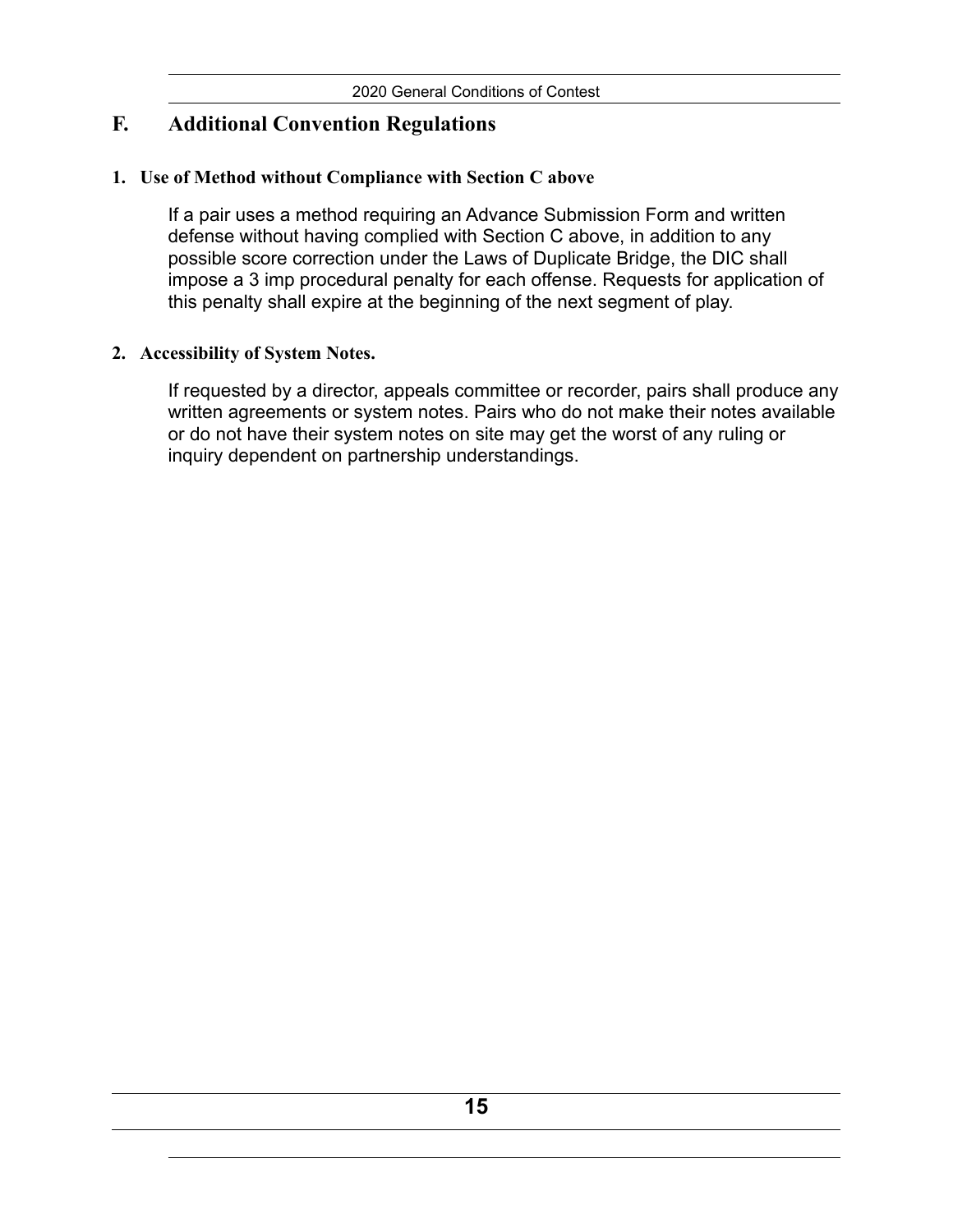## F. Additional Convention Regulations

### 1. Use of Method without Compliance with Section C above

If a pair uses a method requiring an Advance Submission Form and written defense without having complied with Section C above, in addition to any possible score correction under the Laws of Duplicate Bridge, the DIC shall impose a 3 imp procedural penalty for each offense. Requests for application of this penalty shall expire at the beginning of the next segment of play.

### 2. Accessibility of System Notes.

If requested by a director, appeals committee or recorder, pairs shall produce any written agreements or system notes. Pairs who do not make their notes available or do not have their system notes on site may get the worst of any ruling or inquiry dependent on partnership understandings.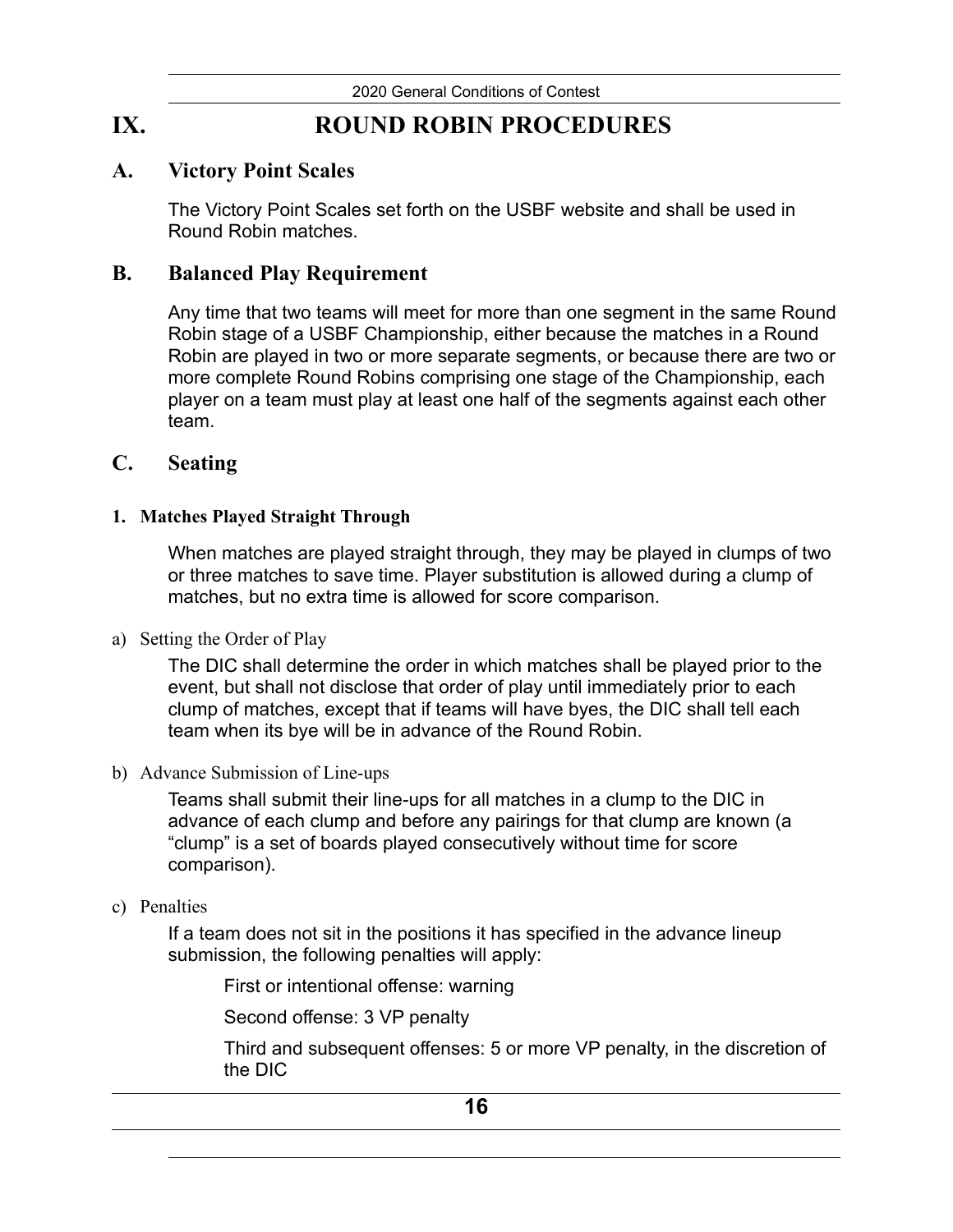# IX. ROUND ROBIN PROCEDURES

## A. Victory Point Scales

The Victory Point Scales set forth on the USBF website and shall be used in Round Robin matches.

## B. Balanced Play Requirement

Any time that two teams will meet for more than one segment in the same Round Robin stage of a USBF Championship, either because the matches in a Round Robin are played in two or more separate segments, or because there are two or more complete Round Robins comprising one stage of the Championship, each player on a team must play at least one half of the segments against each other team.

## C. Seating

### 1. Matches Played Straight Through

When matches are played straight through, they may be played in clumps of two or three matches to save time. Player substitution is allowed during a clump of matches, but no extra time is allowed for score comparison.

a) Setting the Order of Play

The DIC shall determine the order in which matches shall be played prior to the event, but shall not disclose that order of play until immediately prior to each clump of matches, except that if teams will have byes, the DIC shall tell each team when its bye will be in advance of the Round Robin.

b) Advance Submission of Line-ups

Teams shall submit their line-ups for all matches in a clump to the DIC in advance of each clump and before any pairings for that clump are known (a "clump" is a set of boards played consecutively without time for score comparison).

c) Penalties

If a team does not sit in the positions it has specified in the advance lineup submission, the following penalties will apply:

First or intentional offense: warning

Second offense: 3 VP penalty

Third and subsequent offenses: 5 or more VP penalty, in the discretion of the DIC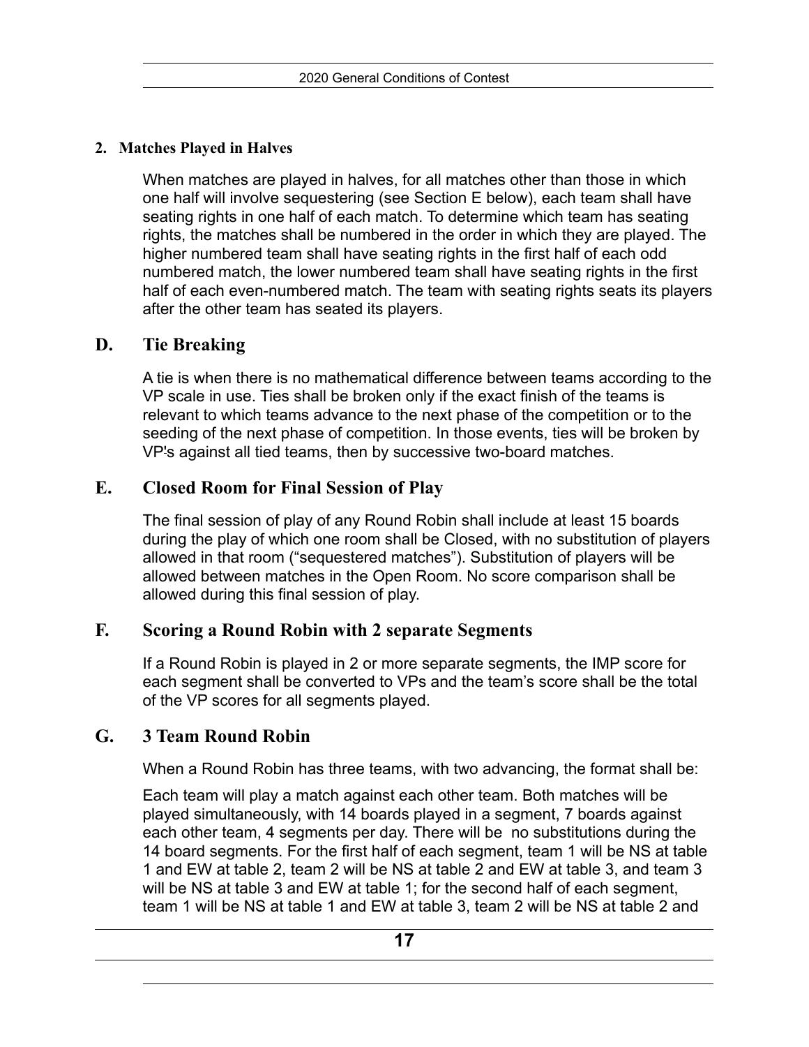**2. Matches Played in Halves**

When matches are played in halves, for all matches other than those in which one half will involve sequestering (see Section E below), each team shall have seating rights in one half of each match. To determine which team has seating rights, the matches shall be numbered in the order in which they are played. The higher numbered team shall have seating rights in the first half of each odd numbered match, the lower numbered team shall have seating rights in the first half of each even-numbered match. The team with seating rights seats its players after the other team has seated its players.

## D. Tie Breaking

A tie is when there is no mathematical difference between teams according to the VP scale in use. Ties shall be broken only if the exact finish of the teams is relevant to which teams advance to the next phase of the competition or to the seeding of the next phase of competition. In those events, ties will be broken by VP's against all tied teams, then by successive two-board matches.

## E. Closed Room for Final Session of Play

The final session of play of any Round Robin shall include at least 15 boards during the play of which one room shall be Closed, with no substitution of players allowed in that room ("sequestered matches"). Substitution of players will be allowed between matches in the Open Room. No score comparison shall be allowed during this final session of play.

## F. Scoring a Round Robin with 2 separate Segments

If a Round Robin is played in 2 or more separate segments, the IMP score for each segment shall be converted to VPs and the team's score shall be the total of the VP scores for all segments played.

## G. 3 Team Round Robin

When a Round Robin has three teams, with two advancing, the format shall be:

Each team will play a match against each other team. Both matches will be played simultaneously, with 14 boards played in a segment, 7 boards against each other team, 4 segments per day. There will be no substitutions during the 14 board segments. For the first half of each segment, team 1 will be NS at table 1 and EW at table 2, team 2 will be NS at table 2 and EW at table 3, and team 3 will be NS at table 3 and EW at table 1; for the second half of each segment, team 1 will be NS at table 1 and EW at table 3, team 2 will be NS at table 2 and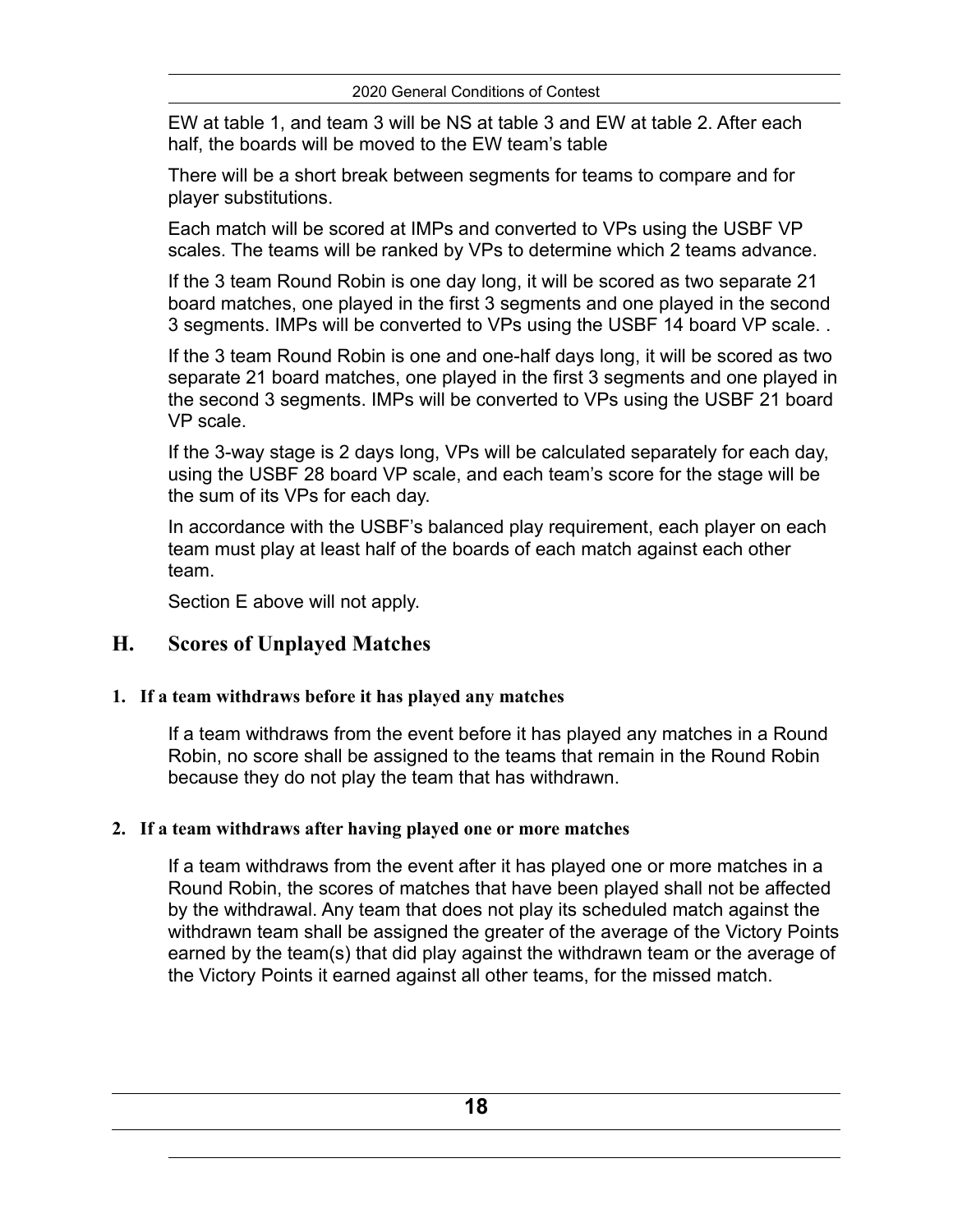EW at table 1, and team 3 will be NS at table 3 and EW at table 2. After each half, the boards will be moved to the EW team's table

There will be a short break between segments for teams to compare and for player substitutions.

Each match will be scored at IMPs and converted to VPs using the USBF VP scales. The teams will be ranked by VPs to determine which 2 teams advance.

If the 3 team Round Robin is one day long, it will be scored as two separate 21 board matches, one played in the first 3 segments and one played in the second 3 segments. IMPs will be converted to VPs using the USBF 14 board VP scale. .

If the 3 team Round Robin is one and one-half days long, it will be scored as two separate 21 board matches, one played in the first 3 segments and one played in the second 3 segments. IMPs will be converted to VPs using the USBF 21 board VP scale.

If the 3-way stage is 2 days long, VPs will be calculated separately for each day, using the USBF 28 board VP scale, and each team's score for the stage will be the sum of its VPs for each day.

In accordance with the USBF's balanced play requirement, each player on each team must play at least half of the boards of each match against each other team.

Section E above will not apply.

## H. Scores of Unplayed Matches

### 1. If a team withdraws before it has played any matches

If a team withdraws from the event before it has played any matches in a Round Robin, no score shall be assigned to the teams that remain in the Round Robin because they do not play the team that has withdrawn.

### 2. If a team withdraws after having played one or more matches

If a team withdraws from the event after it has played one or more matches in a Round Robin, the scores of matches that have been played shall not be affected by the withdrawal. Any team that does not play its scheduled match against the withdrawn team shall be assigned the greater of the average of the Victory Points earned by the team(s) that did play against the withdrawn team or the average of the Victory Points it earned against all other teams, for the missed match.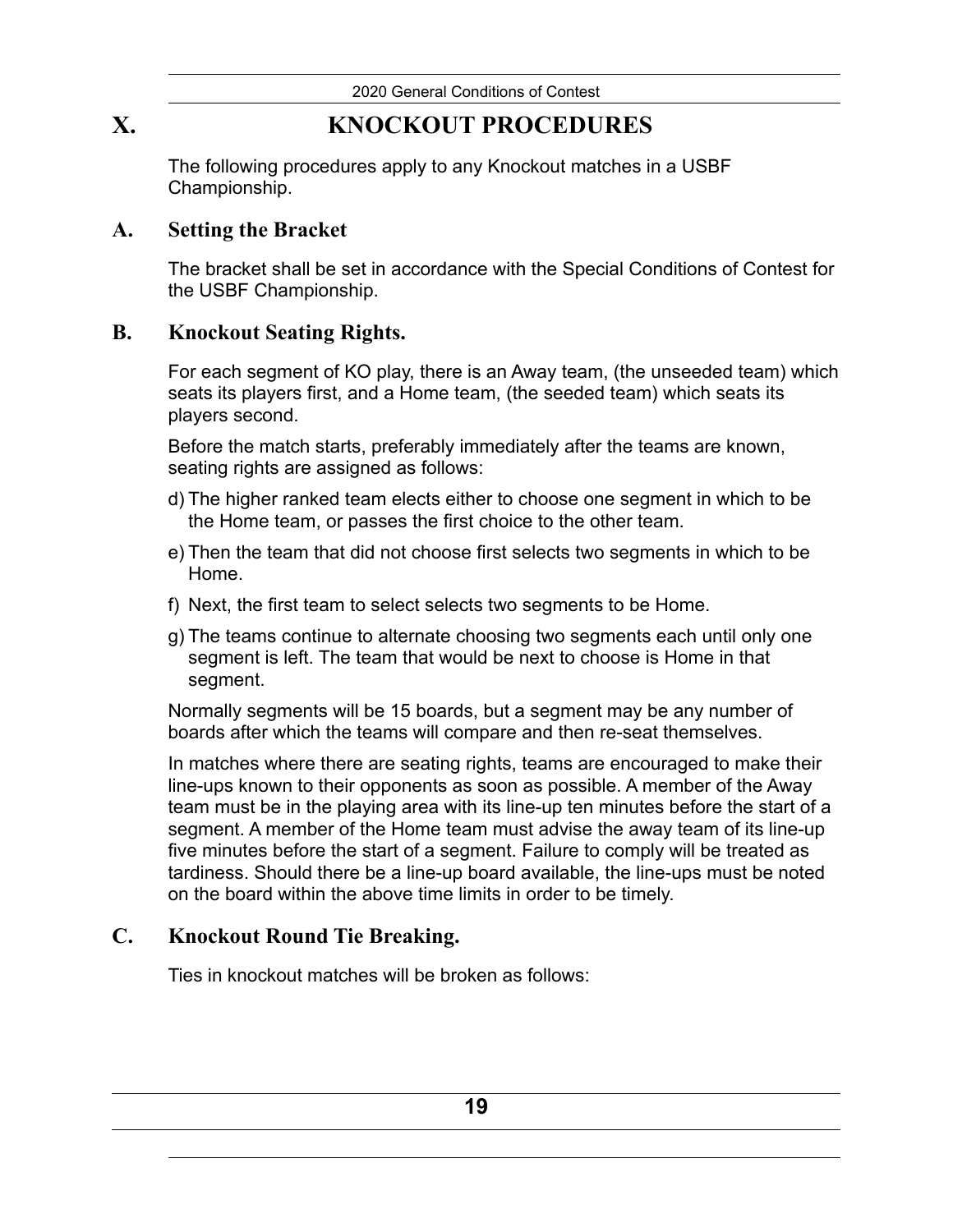# X. KNOCKOUT PROCEDURES

The following procedures apply to any Knockout matches in a USBF Championship.

## A. Setting the Bracket

The bracket shall be set in accordance with the Special Conditions of Contest for the USBF Championship.

## B. Knockout Seating Rights.

For each segment of KO play, there is an Away team, (the unseeded team) which seats its players first, and a Home team, (the seeded team) which seats its players second.

Before the match starts, preferably immediately after the teams are known, seating rights are assigned as follows:

d) The higher ranked team elects either to choose one segment in which to be the Home team, or passes the first choice to the other team.

e) Then the team that did not choose first selects two segments in which to be Home.

f) Next, the first team to select selects two segments to be Home.

g) The teams continue to alternate choosing two segments each until only one segment is left. The team that would be next to choose is Home in that segment.

Normally segments will be 15 boards, but a segment may be any number of boards after which the teams will compare and then re-seat themselves.

In matches where there are seating rights, teams are encouraged to make their line-ups known to their opponents as soon as possible. A member of the Away team must be in the playing area with its line-up ten minutes before the start of a segment. A member of the Home team must advise the away team of its line-up five minutes before the start of a segment. Failure to comply will be treated as tardiness. Should there be a line-up board available, the line-ups must be noted on the board within the above time limits in order to be timely.

## C. Knockout Round Tie Breaking.

Ties in knockout matches will be broken as follows: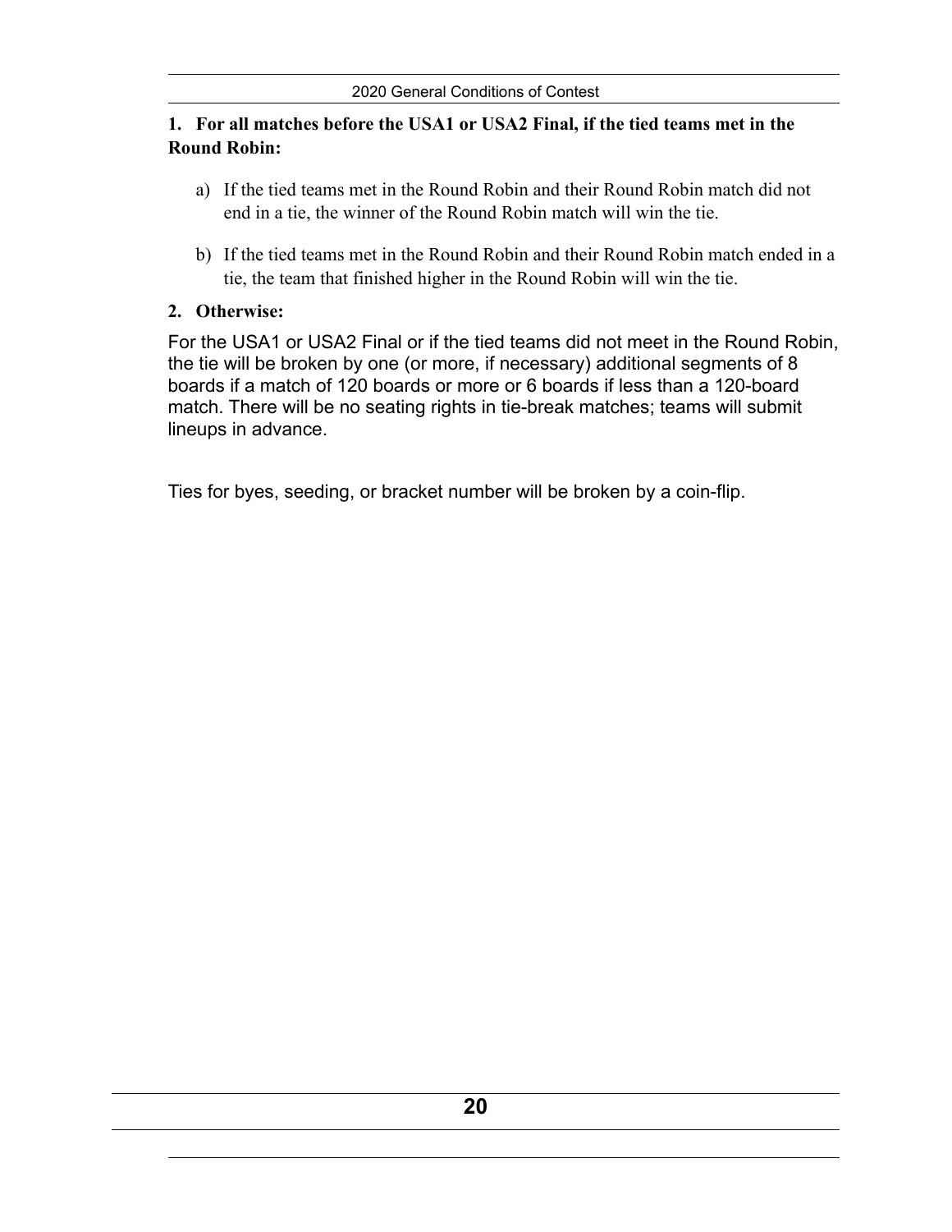**1. For all matches before the USA1 or USA2 Final, if the tied teams met in the Round Robin:**

a) If the tied teams met in the Round Robin and their Round Robin match did not end in a tie, the winner of the Round Robin match will win the tie.

b) If the tied teams met in the Round Robin and their Round Robin match ended in a tie, the team that finished higher in the Round Robin will win the tie.

**2. Otherwise:**

For the USA1 or USA2 Final or if the tied teams did not meet in the Round Robin, the tie will be broken by one (or more, if necessary) additional segments of 8 boards if a match of 120 boards or more or 6 boards if less than a 120-board match. There will be no seating rights in tie-break matches; teams will submit lineups in advance.

Ties for byes, seeding, or bracket number will be broken by a coin-flip.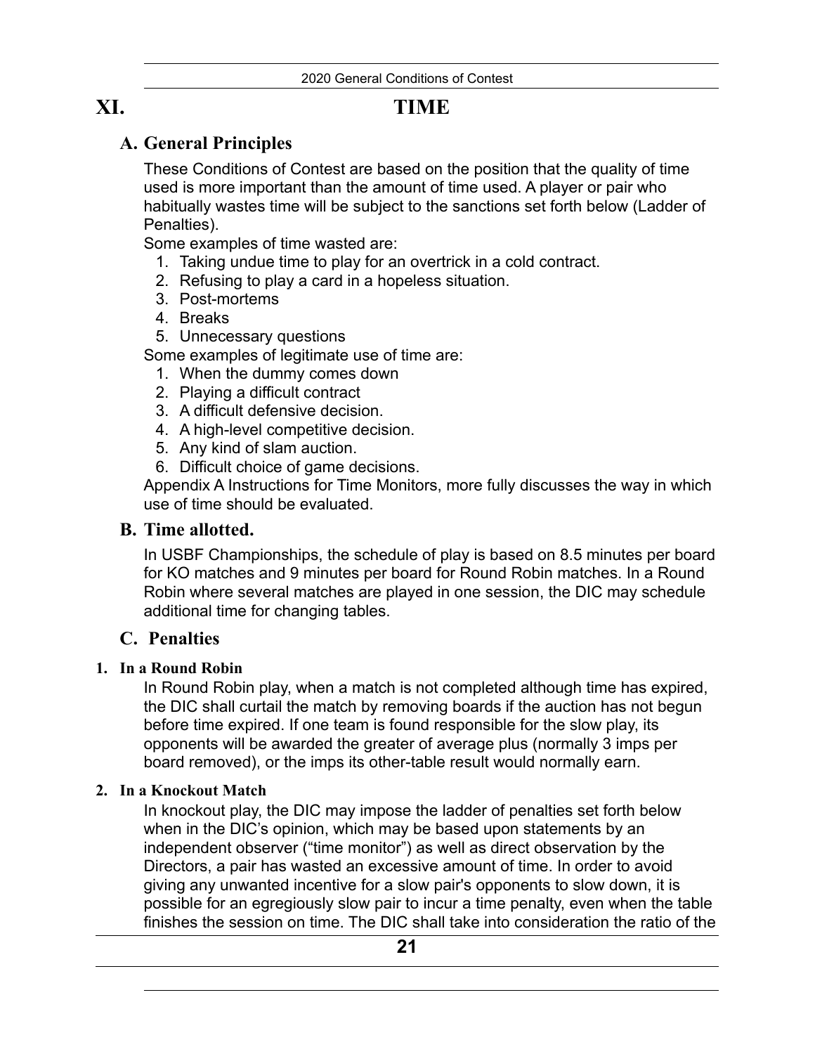# XI. TIME

## A. General Principles

These Conditions of Contest are based on the position that the quality of time used is more important than the amount of time used. A player or pair who habitually wastes time will be subject to the sanctions set forth below (Ladder of Penalties).

Some examples of time wasted are:

1. Taking undue time to play for an overtrick in a cold contract.
2. Refusing to play a card in a hopeless situation.
3. Post-mortems
4. Breaks
5. Unnecessary questions

Some examples of legitimate use of time are:

1. When the dummy comes down
2. Playing a difficult contract
3. A difficult defensive decision.
4. A high-level competitive decision.
5. Any kind of slam auction.
6. Difficult choice of game decisions.

Appendix A Instructions for Time Monitors, more fully discusses the way in which use of time should be evaluated.

## B. Time allotted.

In USBF Championships, the schedule of play is based on 8.5 minutes per board for KO matches and 9 minutes per board for Round Robin matches. In a Round Robin where several matches are played in one session, the DIC may schedule additional time for changing tables.

## C. Penalties

### 1. In a Round Robin

In Round Robin play, when a match is not completed although time has expired, the DIC shall curtail the match by removing boards if the auction has not begun before time expired. If one team is found responsible for the slow play, its opponents will be awarded the greater of average plus (normally 3 imps per board removed), or the imps its other-table result would normally earn.

### 2. In a Knockout Match

In knockout play, the DIC may impose the ladder of penalties set forth below when in the DIC's opinion, which may be based upon statements by an independent observer ("time monitor") as well as direct observation by the Directors, a pair has wasted an excessive amount of time. In order to avoid giving any unwanted incentive for a slow pair's opponents to slow down, it is possible for an egregiously slow pair to incur a time penalty, even when the table finishes the session on time. The DIC shall take into consideration the ratio of the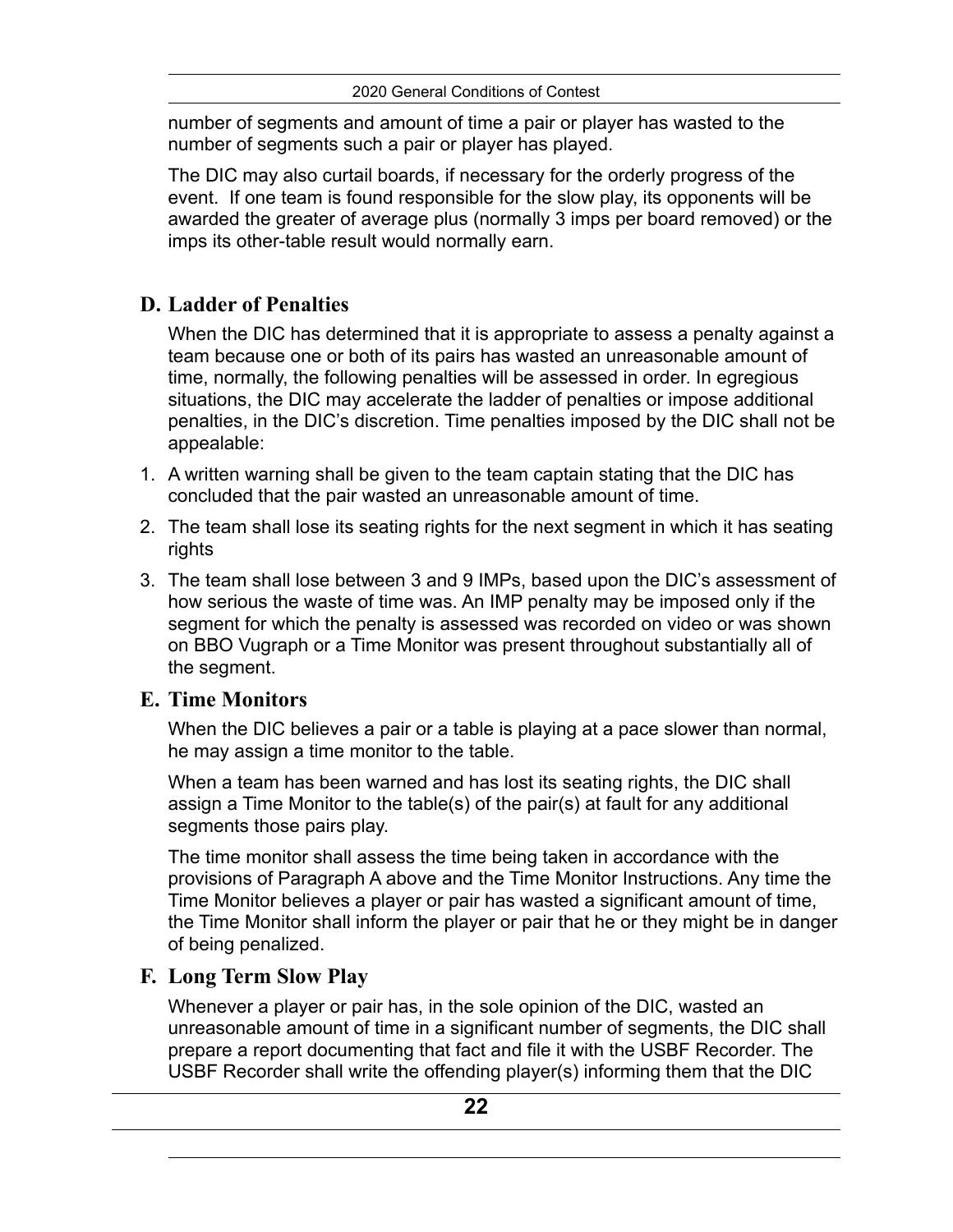number of segments and amount of time a pair or player has wasted to the number of segments such a pair or player has played.

The DIC may also curtail boards, if necessary for the orderly progress of the event. If one team is found responsible for the slow play, its opponents will be awarded the greater of average plus (normally 3 imps per board removed) or the imps its other-table result would normally earn.

## D. Ladder of Penalties

When the DIC has determined that it is appropriate to assess a penalty against a team because one or both of its pairs has wasted an unreasonable amount of time, normally, the following penalties will be assessed in order. In egregious situations, the DIC may accelerate the ladder of penalties or impose additional penalties, in the DIC's discretion. Time penalties imposed by the DIC shall not be appealable:

1. A written warning shall be given to the team captain stating that the DIC has concluded that the pair wasted an unreasonable amount of time.
2. The team shall lose its seating rights for the next segment in which it has seating rights
3. The team shall lose between 3 and 9 IMPs, based upon the DIC's assessment of how serious the waste of time was. An IMP penalty may be imposed only if the segment for which the penalty is assessed was recorded on video or was shown on BBO Vugraph or a Time Monitor was present throughout substantially all of the segment.

## E. Time Monitors

When the DIC believes a pair or a table is playing at a pace slower than normal, he may assign a time monitor to the table.

When a team has been warned and has lost its seating rights, the DIC shall assign a Time Monitor to the table(s) of the pair(s) at fault for any additional segments those pairs play.

The time monitor shall assess the time being taken in accordance with the provisions of Paragraph A above and the Time Monitor Instructions. Any time the Time Monitor believes a player or pair has wasted a significant amount of time, the Time Monitor shall inform the player or pair that he or they might be in danger of being penalized.

## F. Long Term Slow Play

Whenever a player or pair has, in the sole opinion of the DIC, wasted an unreasonable amount of time in a significant number of segments, the DIC shall prepare a report documenting that fact and file it with the USBF Recorder. The USBF Recorder shall write the offending player(s) informing them that the DIC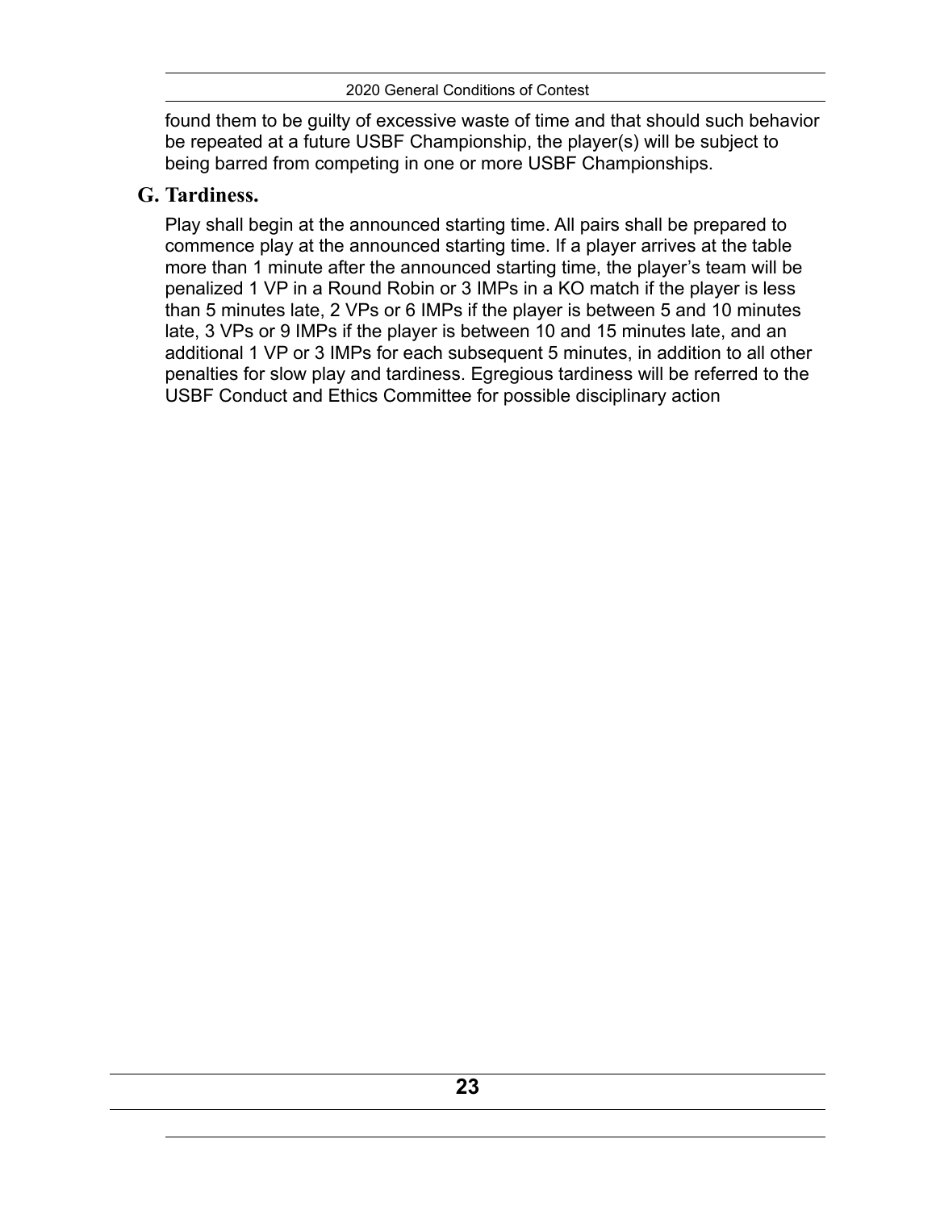found them to be guilty of excessive waste of time and that should such behavior be repeated at a future USBF Championship, the player(s) will be subject to being barred from competing in one or more USBF Championships.

## G. Tardiness.

Play shall begin at the announced starting time. All pairs shall be prepared to commence play at the announced starting time. If a player arrives at the table more than 1 minute after the announced starting time, the player's team will be penalized 1 VP in a Round Robin or 3 IMPs in a KO match if the player is less than 5 minutes late, 2 VPs or 6 IMPs if the player is between 5 and 10 minutes late, 3 VPs or 9 IMPs if the player is between 10 and 15 minutes late, and an additional 1 VP or 3 IMPs for each subsequent 5 minutes, in addition to all other penalties for slow play and tardiness. Egregious tardiness will be referred to the USBF Conduct and Ethics Committee for possible disciplinary action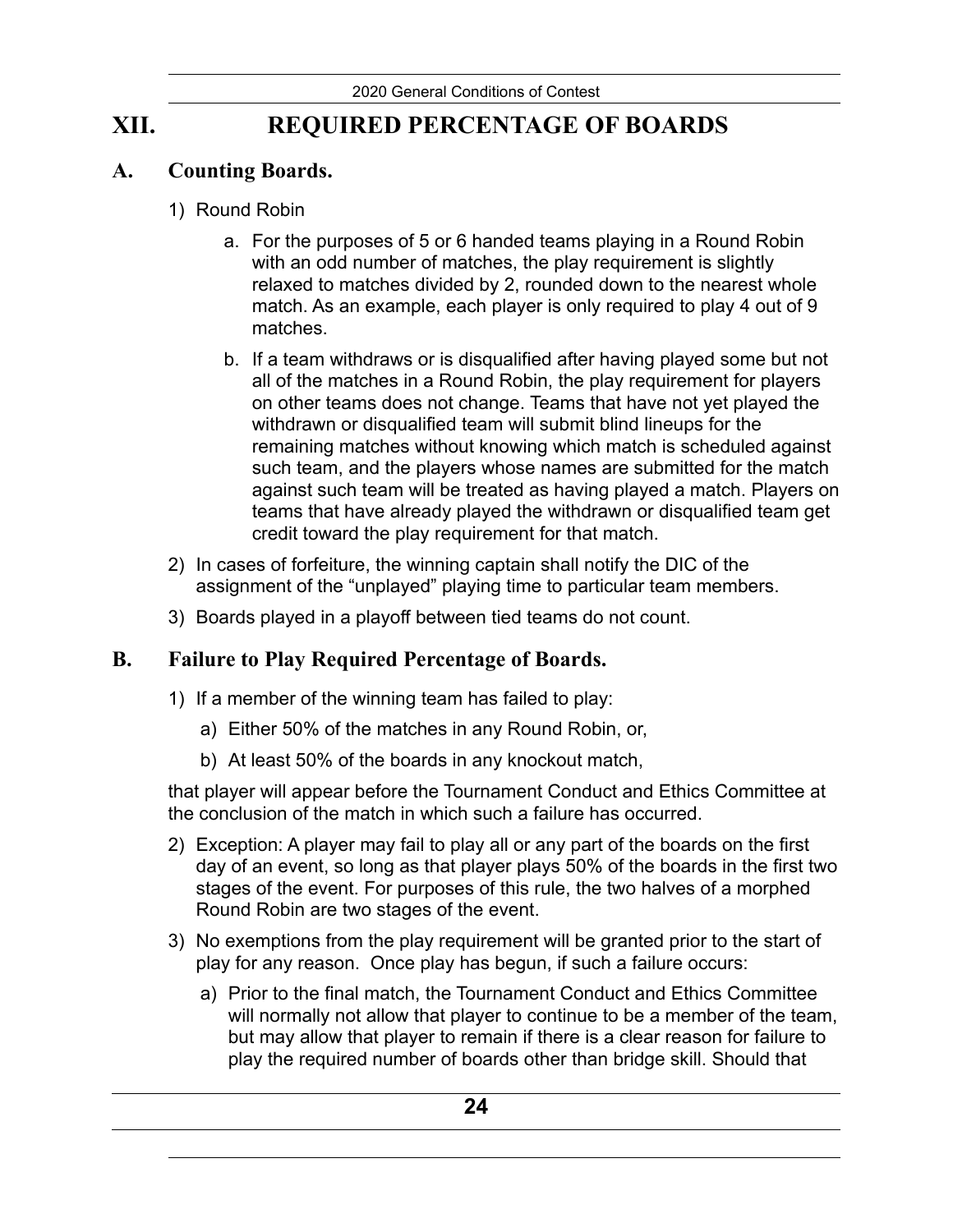## XII. REQUIRED PERCENTAGE OF BOARDS

### A. Counting Boards.

1) Round Robin

   a. For the purposes of 5 or 6 handed teams playing in a Round Robin with an odd number of matches, the play requirement is slightly relaxed to matches divided by 2, rounded down to the nearest whole match. As an example, each player is only required to play 4 out of 9 matches.

   b. If a team withdraws or is disqualified after having played some but not all of the matches in a Round Robin, the play requirement for players on other teams does not change. Teams that have not yet played the withdrawn or disqualified team will submit blind lineups for the remaining matches without knowing which match is scheduled against such team, and the players whose names are submitted for the match against such team will be treated as having played a match. Players on teams that have already played the withdrawn or disqualified team get credit toward the play requirement for that match.

2) In cases of forfeiture, the winning captain shall notify the DIC of the assignment of the "unplayed" playing time to particular team members.

3) Boards played in a playoff between tied teams do not count.

### B. Failure to Play Required Percentage of Boards.

1) If a member of the winning team has failed to play:

   a) Either 50% of the matches in any Round Robin, or,

   b) At least 50% of the boards in any knockout match,

   that player will appear before the Tournament Conduct and Ethics Committee at the conclusion of the match in which such a failure has occurred.

2) Exception: A player may fail to play all or any part of the boards on the first day of an event, so long as that player plays 50% of the boards in the first two stages of the event. For purposes of this rule, the two halves of a morphed Round Robin are two stages of the event.

3) No exemptions from the play requirement will be granted prior to the start of play for any reason. Once play has begun, if such a failure occurs:

   a) Prior to the final match, the Tournament Conduct and Ethics Committee will normally not allow that player to continue to be a member of the team, but may allow that player to remain if there is a clear reason for failure to play the required number of boards other than bridge skill. Should that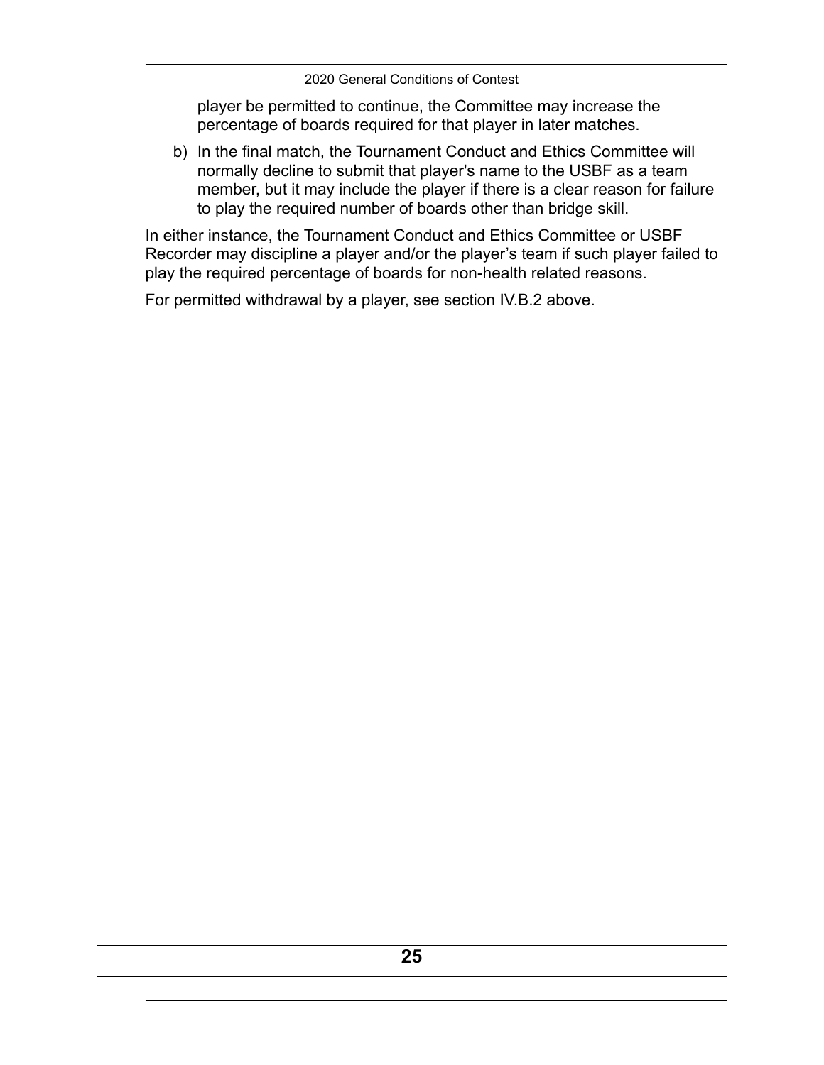player be permitted to continue, the Committee may increase the percentage of boards required for that player in later matches.

b) In the final match, the Tournament Conduct and Ethics Committee will normally decline to submit that player's name to the USBF as a team member, but it may include the player if there is a clear reason for failure to play the required number of boards other than bridge skill.

In either instance, the Tournament Conduct and Ethics Committee or USBF Recorder may discipline a player and/or the player's team if such player failed to play the required percentage of boards for non-health related reasons.

For permitted withdrawal by a player, see section IV.B.2 above.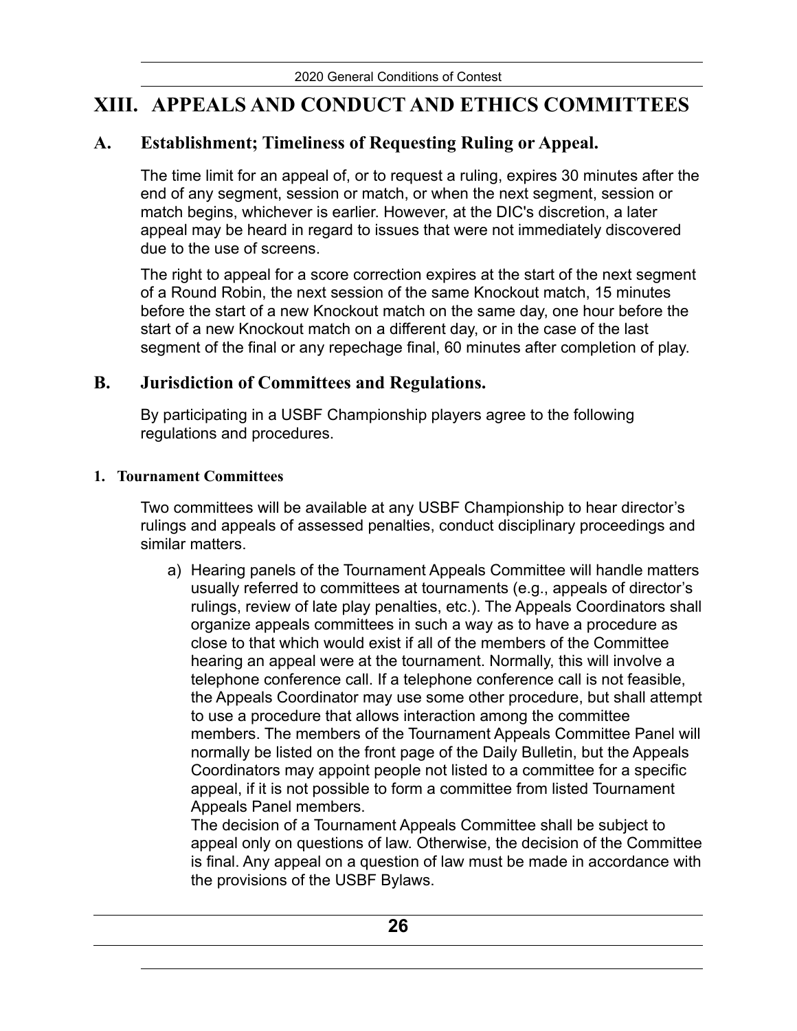# XIII. APPEALS AND CONDUCT AND ETHICS COMMITTEES

## A. Establishment; Timeliness of Requesting Ruling or Appeal.

The time limit for an appeal of, or to request a ruling, expires 30 minutes after the end of any segment, session or match, or when the next segment, session or match begins, whichever is earlier. However, at the DIC's discretion, a later appeal may be heard in regard to issues that were not immediately discovered due to the use of screens.

The right to appeal for a score correction expires at the start of the next segment of a Round Robin, the next session of the same Knockout match, 15 minutes before the start of a new Knockout match on the same day, one hour before the start of a new Knockout match on a different day, or in the case of the last segment of the final or any repechage final, 60 minutes after completion of play.

## B. Jurisdiction of Committees and Regulations.

By participating in a USBF Championship players agree to the following regulations and procedures.

### 1. Tournament Committees

Two committees will be available at any USBF Championship to hear director's rulings and appeals of assessed penalties, conduct disciplinary proceedings and similar matters.

a) Hearing panels of the Tournament Appeals Committee will handle matters usually referred to committees at tournaments (e.g., appeals of director's rulings, review of late play penalties, etc.). The Appeals Coordinators shall organize appeals committees in such a way as to have a procedure as close to that which would exist if all of the members of the Committee hearing an appeal were at the tournament. Normally, this will involve a telephone conference call. If a telephone conference call is not feasible, the Appeals Coordinator may use some other procedure, but shall attempt to use a procedure that allows interaction among the committee members. The members of the Tournament Appeals Committee Panel will normally be listed on the front page of the Daily Bulletin, but the Appeals Coordinators may appoint people not listed to a committee for a specific appeal, if it is not possible to form a committee from listed Tournament Appeals Panel members.
   The decision of a Tournament Appeals Committee shall be subject to appeal only on questions of law. Otherwise, the decision of the Committee is final. Any appeal on a question of law must be made in accordance with the provisions of the USBF Bylaws.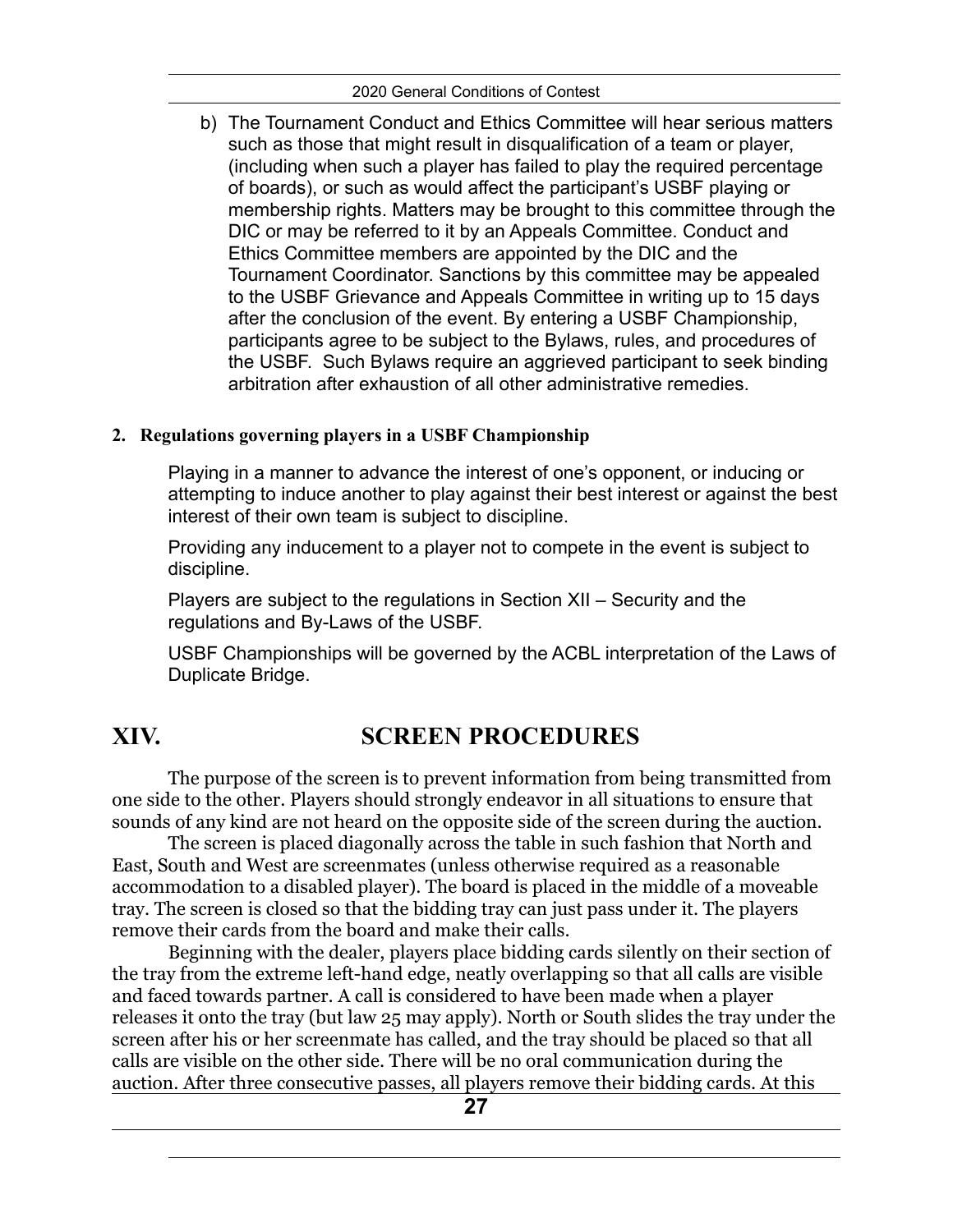b) The Tournament Conduct and Ethics Committee will hear serious matters such as those that might result in disqualification of a team or player, (including when such a player has failed to play the required percentage of boards), or such as would affect the participant's USBF playing or membership rights. Matters may be brought to this committee through the DIC or may be referred to it by an Appeals Committee. Conduct and Ethics Committee members are appointed by the DIC and the Tournament Coordinator. Sanctions by this committee may be appealed to the USBF Grievance and Appeals Committee in writing up to 15 days after the conclusion of the event. By entering a USBF Championship, participants agree to be subject to the Bylaws, rules, and procedures of the USBF. Such Bylaws require an aggrieved participant to seek binding arbitration after exhaustion of all other administrative remedies.

**2. Regulations governing players in a USBF Championship**

Playing in a manner to advance the interest of one's opponent, or inducing or attempting to induce another to play against their best interest or against the best interest of their own team is subject to discipline.

Providing any inducement to a player not to compete in the event is subject to discipline.

Players are subject to the regulations in Section XII – Security and the regulations and By-Laws of the USBF.

USBF Championships will be governed by the ACBL interpretation of the Laws of Duplicate Bridge.

# XIV. SCREEN PROCEDURES

The purpose of the screen is to prevent information from being transmitted from one side to the other. Players should strongly endeavor in all situations to ensure that sounds of any kind are not heard on the opposite side of the screen during the auction.

The screen is placed diagonally across the table in such fashion that North and East, South and West are screenmates (unless otherwise required as a reasonable accommodation to a disabled player). The board is placed in the middle of a moveable tray. The screen is closed so that the bidding tray can just pass under it. The players remove their cards from the board and make their calls.

Beginning with the dealer, players place bidding cards silently on their section of the tray from the extreme left-hand edge, neatly overlapping so that all calls are visible and faced towards partner. A call is considered to have been made when a player releases it onto the tray (but law 25 may apply). North or South slides the tray under the screen after his or her screenmate has called, and the tray should be placed so that all calls are visible on the other side. There will be no oral communication during the auction. After three consecutive passes, all players remove their bidding cards. At this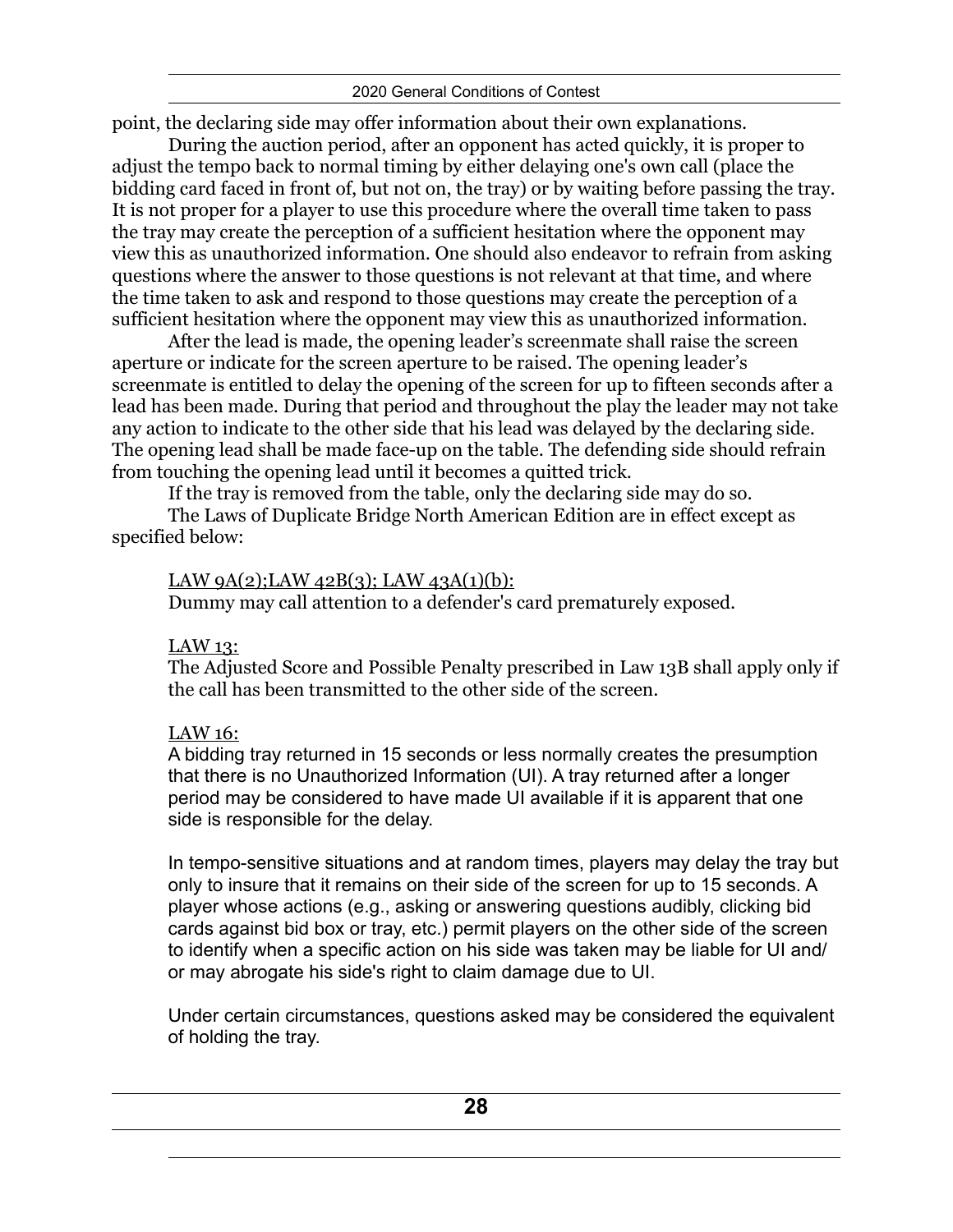point, the declaring side may offer information about their own explanations.

During the auction period, after an opponent has acted quickly, it is proper to adjust the tempo back to normal timing by either delaying one's own call (place the bidding card faced in front of, but not on, the tray) or by waiting before passing the tray. It is not proper for a player to use this procedure where the overall time taken to pass the tray may create the perception of a sufficient hesitation where the opponent may view this as unauthorized information. One should also endeavor to refrain from asking questions where the answer to those questions is not relevant at that time, and where the time taken to ask and respond to those questions may create the perception of a sufficient hesitation where the opponent may view this as unauthorized information.

After the lead is made, the opening leader's screenmate shall raise the screen aperture or indicate for the screen aperture to be raised. The opening leader's screenmate is entitled to delay the opening of the screen for up to fifteen seconds after a lead has been made. During that period and throughout the play the leader may not take any action to indicate to the other side that his lead was delayed by the declaring side. The opening lead shall be made face-up on the table. The defending side should refrain from touching the opening lead until it becomes a quitted trick.

If the tray is removed from the table, only the declaring side may do so.

The Laws of Duplicate Bridge North American Edition are in effect except as specified below:

LAW 9A(2);LAW 42B(3); LAW 43A(1)(b):
Dummy may call attention to a defender's card prematurely exposed.

LAW 13:
The Adjusted Score and Possible Penalty prescribed in Law 13B shall apply only if the call has been transmitted to the other side of the screen.

LAW 16:
A bidding tray returned in 15 seconds or less normally creates the presumption that there is no Unauthorized Information (UI). A tray returned after a longer period may be considered to have made UI available if it is apparent that one side is responsible for the delay.

In tempo-sensitive situations and at random times, players may delay the tray but only to insure that it remains on their side of the screen for up to 15 seconds. A player whose actions (e.g., asking or answering questions audibly, clicking bid cards against bid box or tray, etc.) permit players on the other side of the screen to identify when a specific action on his side was taken may be liable for UI and/or may abrogate his side's right to claim damage due to UI.

Under certain circumstances, questions asked may be considered the equivalent of holding the tray.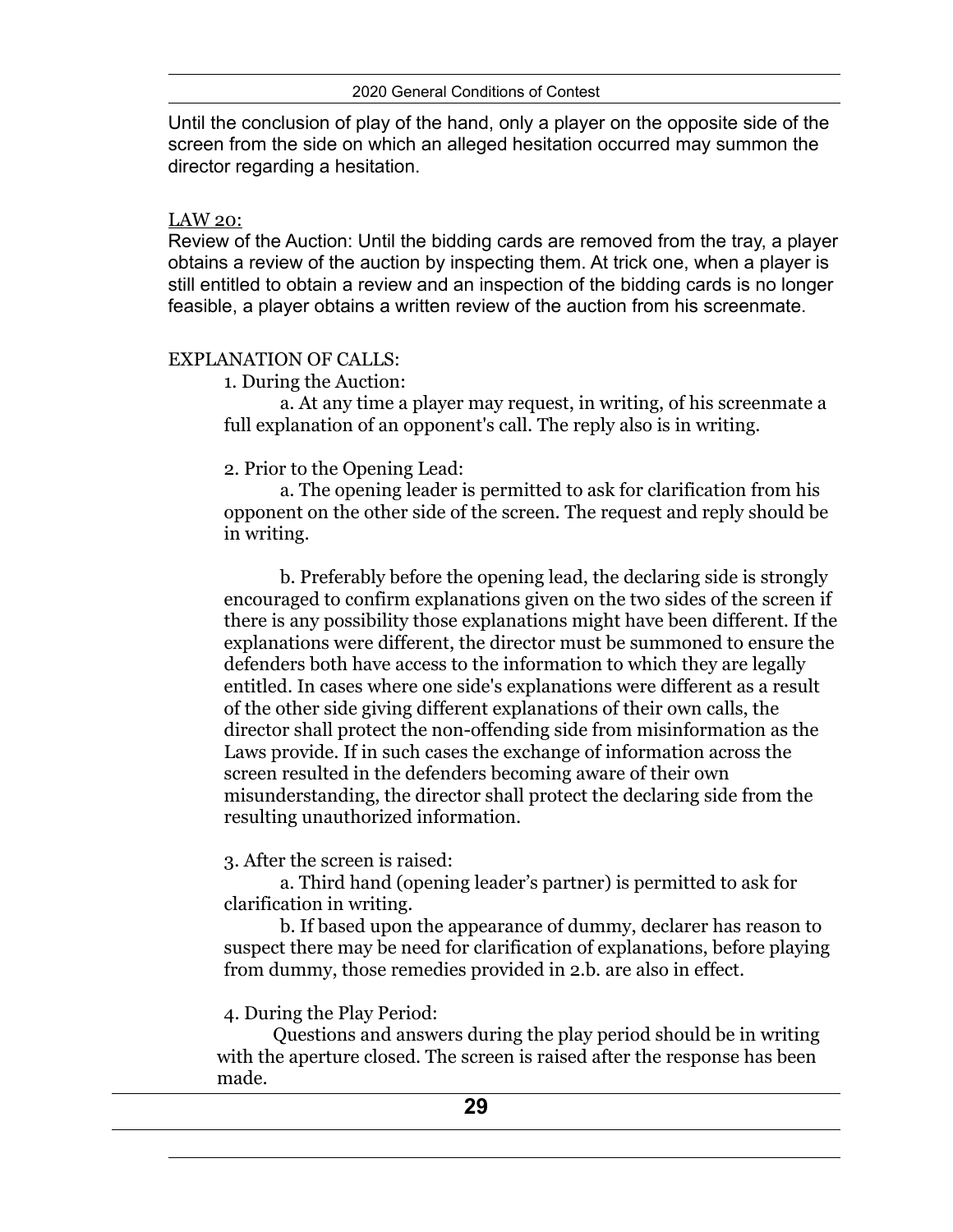Until the conclusion of play of the hand, only a player on the opposite side of the screen from the side on which an alleged hesitation occurred may summon the director regarding a hesitation.

LAW 20:

Review of the Auction: Until the bidding cards are removed from the tray, a player obtains a review of the auction by inspecting them. At trick one, when a player is still entitled to obtain a review and an inspection of the bidding cards is no longer feasible, a player obtains a written review of the auction from his screenmate.

EXPLANATION OF CALLS:

1. During the Auction:

a. At any time a player may request, in writing, of his screenmate a full explanation of an opponent's call. The reply also is in writing.

2. Prior to the Opening Lead:

a. The opening leader is permitted to ask for clarification from his opponent on the other side of the screen. The request and reply should be in writing.

b. Preferably before the opening lead, the declaring side is strongly encouraged to confirm explanations given on the two sides of the screen if there is any possibility those explanations might have been different. If the explanations were different, the director must be summoned to ensure the defenders both have access to the information to which they are legally entitled. In cases where one side's explanations were different as a result of the other side giving different explanations of their own calls, the director shall protect the non-offending side from misinformation as the Laws provide. If in such cases the exchange of information across the screen resulted in the defenders becoming aware of their own misunderstanding, the director shall protect the declaring side from the resulting unauthorized information.

3. After the screen is raised:

a. Third hand (opening leader's partner) is permitted to ask for clarification in writing.

b. If based upon the appearance of dummy, declarer has reason to suspect there may be need for clarification of explanations, before playing from dummy, those remedies provided in 2.b. are also in effect.

4. During the Play Period:

Questions and answers during the play period should be in writing with the aperture closed. The screen is raised after the response has been made.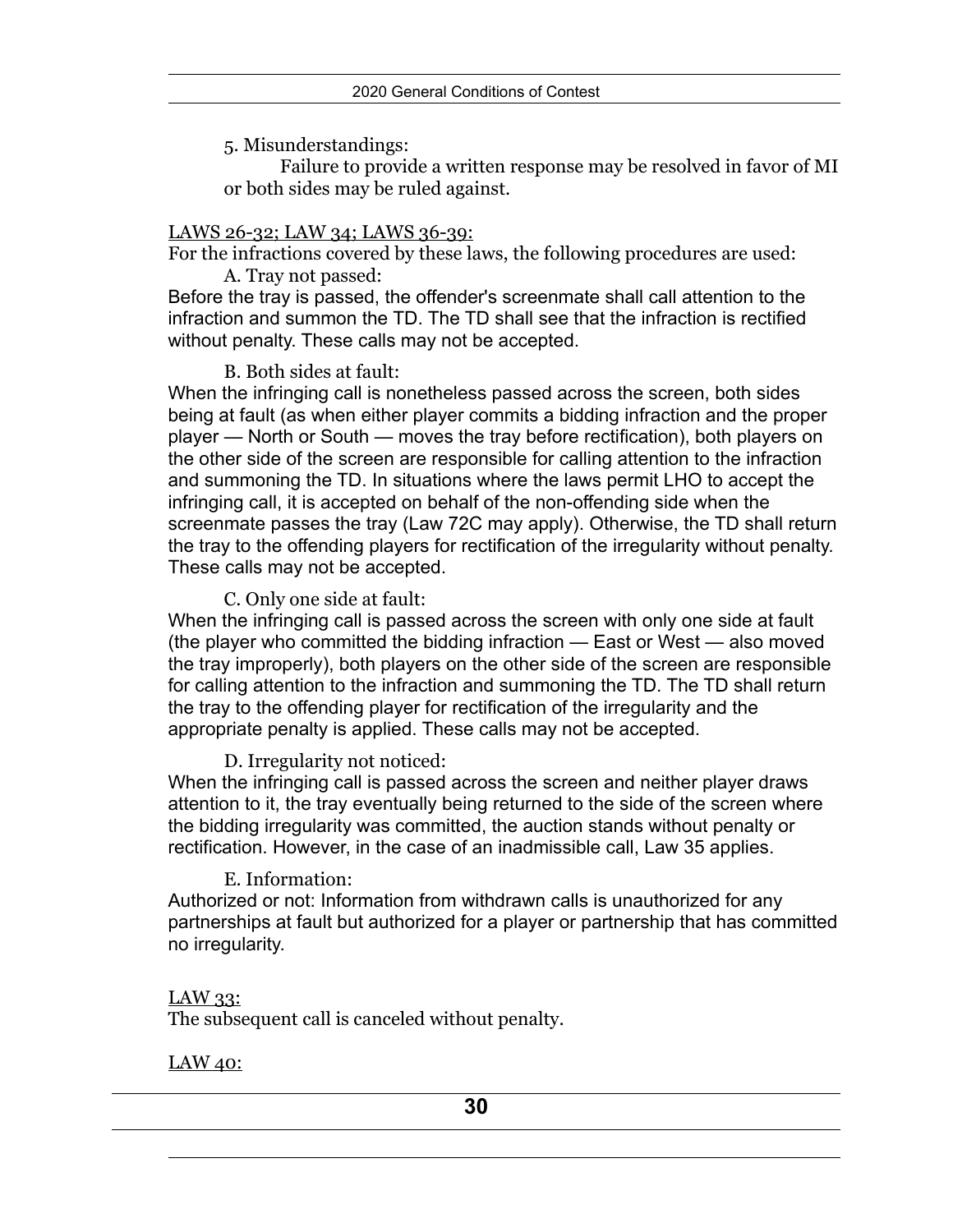5. Misunderstandings:

Failure to provide a written response may be resolved in favor of MI or both sides may be ruled against.

LAWS 26-32; LAW 34; LAWS 36-39:

For the infractions covered by these laws, the following procedures are used:

A. Tray not passed:

Before the tray is passed, the offender's screenmate shall call attention to the infraction and summon the TD. The TD shall see that the infraction is rectified without penalty. These calls may not be accepted.

B. Both sides at fault:

When the infringing call is nonetheless passed across the screen, both sides being at fault (as when either player commits a bidding infraction and the proper player — North or South — moves the tray before rectification), both players on the other side of the screen are responsible for calling attention to the infraction and summoning the TD. In situations where the laws permit LHO to accept the infringing call, it is accepted on behalf of the non-offending side when the screenmate passes the tray (Law 72C may apply). Otherwise, the TD shall return the tray to the offending players for rectification of the irregularity without penalty. These calls may not be accepted.

C. Only one side at fault:

When the infringing call is passed across the screen with only one side at fault (the player who committed the bidding infraction — East or West — also moved the tray improperly), both players on the other side of the screen are responsible for calling attention to the infraction and summoning the TD. The TD shall return the tray to the offending player for rectification of the irregularity and the appropriate penalty is applied. These calls may not be accepted.

D. Irregularity not noticed:

When the infringing call is passed across the screen and neither player draws attention to it, the tray eventually being returned to the side of the screen where the bidding irregularity was committed, the auction stands without penalty or rectification. However, in the case of an inadmissible call, Law 35 applies.

E. Information:

Authorized or not: Information from withdrawn calls is unauthorized for any partnerships at fault but authorized for a player or partnership that has committed no irregularity.

LAW 33:

The subsequent call is canceled without penalty.

LAW 40: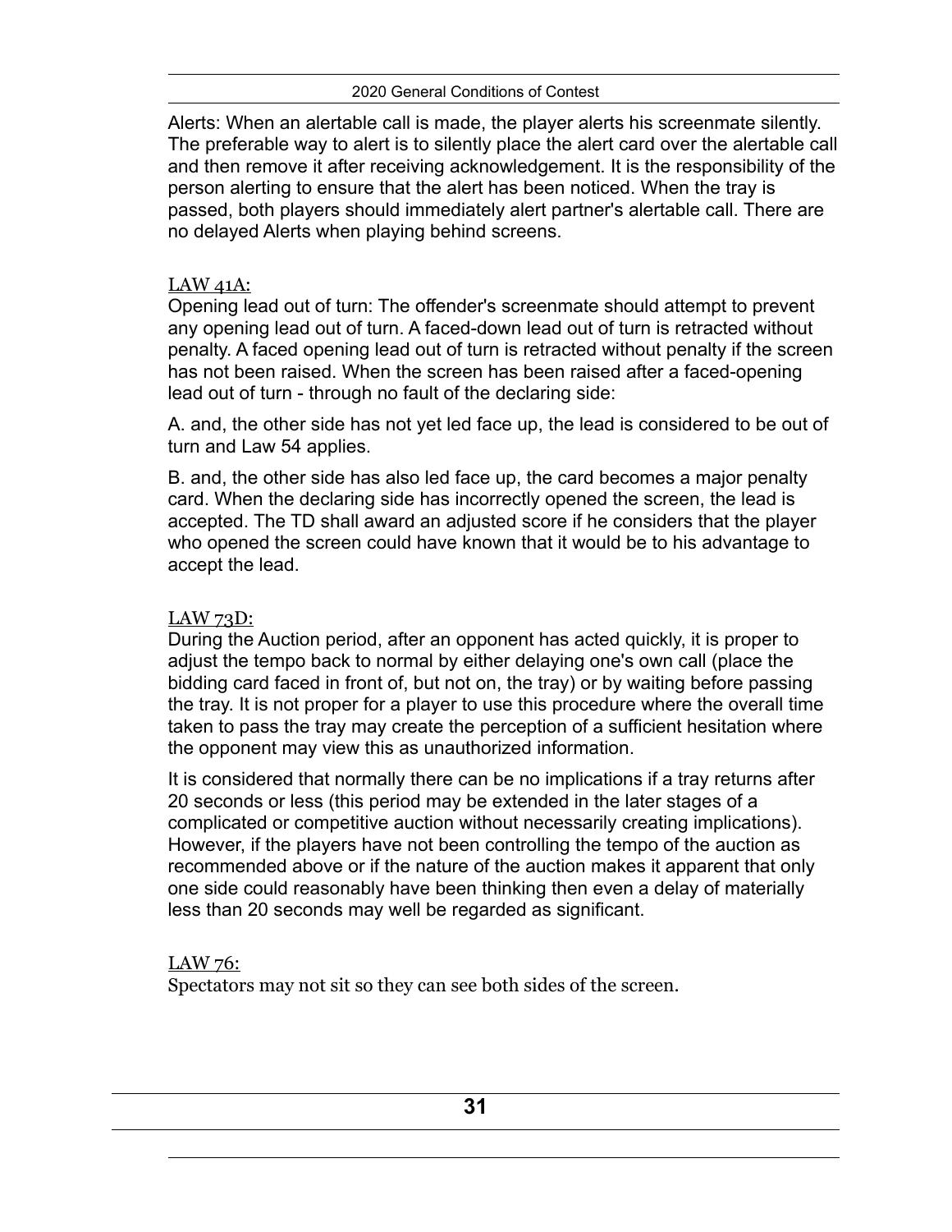Alerts: When an alertable call is made, the player alerts his screenmate silently. The preferable way to alert is to silently place the alert card over the alertable call and then remove it after receiving acknowledgement. It is the responsibility of the person alerting to ensure that the alert has been noticed. When the tray is passed, both players should immediately alert partner's alertable call. There are no delayed Alerts when playing behind screens.

<u>LAW 41A:</u>

Opening lead out of turn: The offender's screenmate should attempt to prevent any opening lead out of turn. A faced-down lead out of turn is retracted without penalty. A faced opening lead out of turn is retracted without penalty if the screen has not been raised. When the screen has been raised after a faced-opening lead out of turn - through no fault of the declaring side:

A. and, the other side has not yet led face up, the lead is considered to be out of turn and Law 54 applies.

B. and, the other side has also led face up, the card becomes a major penalty card. When the declaring side has incorrectly opened the screen, the lead is accepted. The TD shall award an adjusted score if he considers that the player who opened the screen could have known that it would be to his advantage to accept the lead.

<u>LAW 73D:</u>

During the Auction period, after an opponent has acted quickly, it is proper to adjust the tempo back to normal by either delaying one's own call (place the bidding card faced in front of, but not on, the tray) or by waiting before passing the tray. It is not proper for a player to use this procedure where the overall time taken to pass the tray may create the perception of a sufficient hesitation where the opponent may view this as unauthorized information.

It is considered that normally there can be no implications if a tray returns after 20 seconds or less (this period may be extended in the later stages of a complicated or competitive auction without necessarily creating implications). However, if the players have not been controlling the tempo of the auction as recommended above or if the nature of the auction makes it apparent that only one side could reasonably have been thinking then even a delay of materially less than 20 seconds may well be regarded as significant.

<u>LAW 76:</u>

Spectators may not sit so they can see both sides of the screen.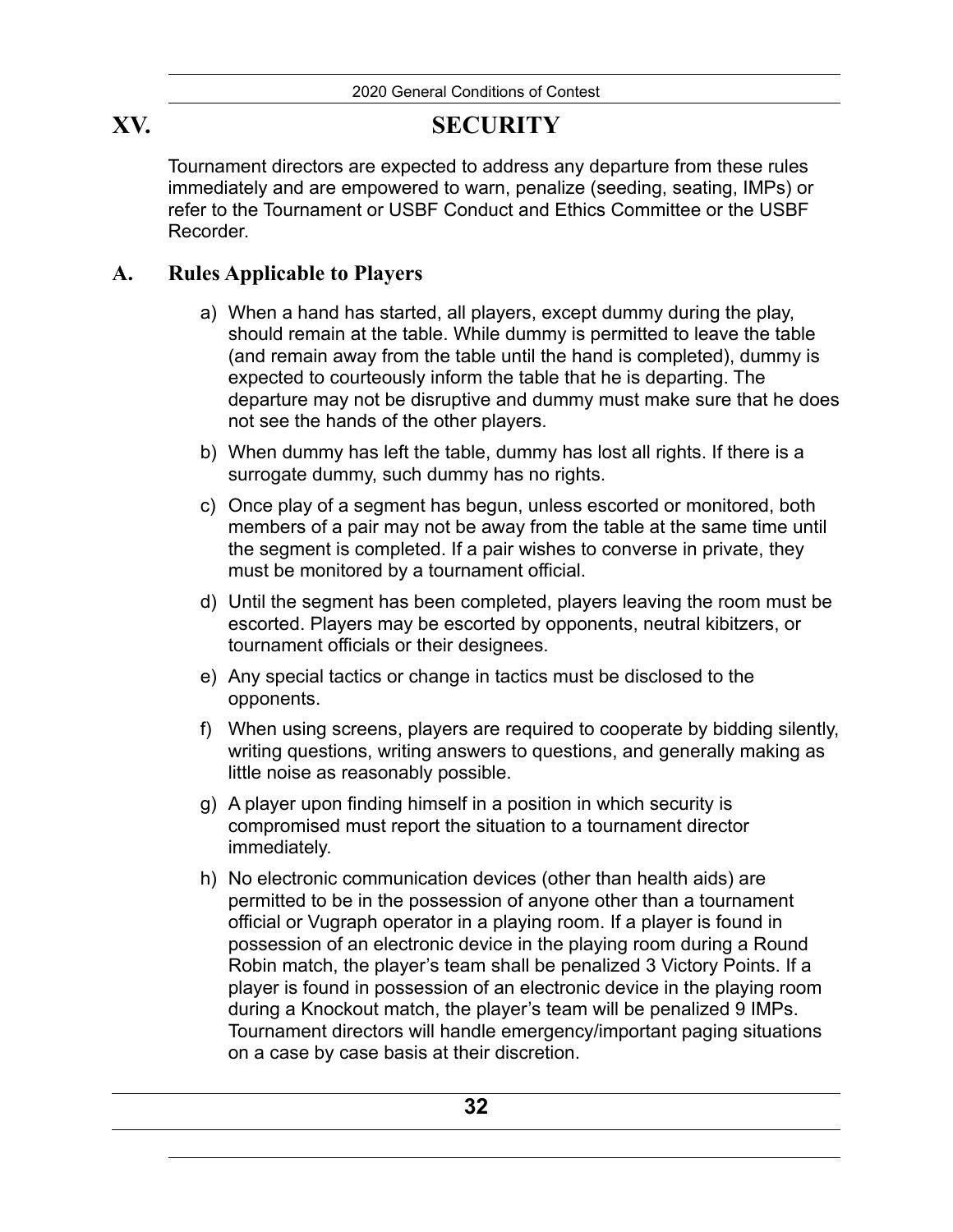# XV. SECURITY

Tournament directors are expected to address any departure from these rules immediately and are empowered to warn, penalize (seeding, seating, IMPs) or refer to the Tournament or USBF Conduct and Ethics Committee or the USBF Recorder.

## A. Rules Applicable to Players

a) When a hand has started, all players, except dummy during the play, should remain at the table. While dummy is permitted to leave the table (and remain away from the table until the hand is completed), dummy is expected to courteously inform the table that he is departing. The departure may not be disruptive and dummy must make sure that he does not see the hands of the other players.

b) When dummy has left the table, dummy has lost all rights. If there is a surrogate dummy, such dummy has no rights.

c) Once play of a segment has begun, unless escorted or monitored, both members of a pair may not be away from the table at the same time until the segment is completed. If a pair wishes to converse in private, they must be monitored by a tournament official.

d) Until the segment has been completed, players leaving the room must be escorted. Players may be escorted by opponents, neutral kibitzers, or tournament officials or their designees.

e) Any special tactics or change in tactics must be disclosed to the opponents.

f) When using screens, players are required to cooperate by bidding silently, writing questions, writing answers to questions, and generally making as little noise as reasonably possible.

g) A player upon finding himself in a position in which security is compromised must report the situation to a tournament director immediately.

h) No electronic communication devices (other than health aids) are permitted to be in the possession of anyone other than a tournament official or Vugraph operator in a playing room. If a player is found in possession of an electronic device in the playing room during a Round Robin match, the player's team shall be penalized 3 Victory Points. If a player is found in possession of an electronic device in the playing room during a Knockout match, the player's team will be penalized 9 IMPs. Tournament directors will handle emergency/important paging situations on a case by case basis at their discretion.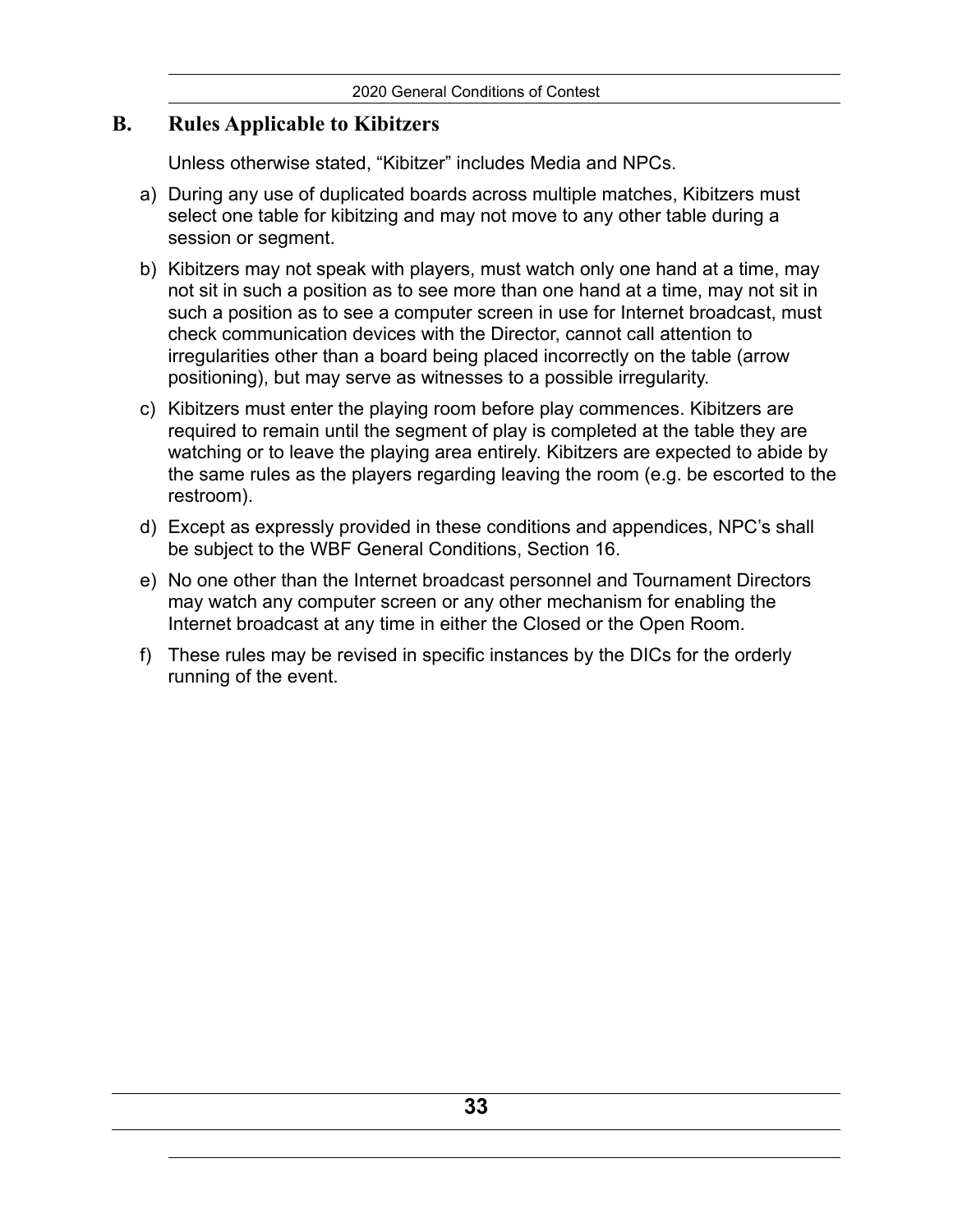## B. Rules Applicable to Kibitzers

Unless otherwise stated, "Kibitzer" includes Media and NPCs.

a) During any use of duplicated boards across multiple matches, Kibitzers must select one table for kibitzing and may not move to any other table during a session or segment.

b) Kibitzers may not speak with players, must watch only one hand at a time, may not sit in such a position as to see more than one hand at a time, may not sit in such a position as to see a computer screen in use for Internet broadcast, must check communication devices with the Director, cannot call attention to irregularities other than a board being placed incorrectly on the table (arrow positioning), but may serve as witnesses to a possible irregularity.

c) Kibitzers must enter the playing room before play commences. Kibitzers are required to remain until the segment of play is completed at the table they are watching or to leave the playing area entirely. Kibitzers are expected to abide by the same rules as the players regarding leaving the room (e.g. be escorted to the restroom).

d) Except as expressly provided in these conditions and appendices, NPC's shall be subject to the WBF General Conditions, Section 16.

e) No one other than the Internet broadcast personnel and Tournament Directors may watch any computer screen or any other mechanism for enabling the Internet broadcast at any time in either the Closed or the Open Room.

f) These rules may be revised in specific instances by the DICs for the orderly running of the event.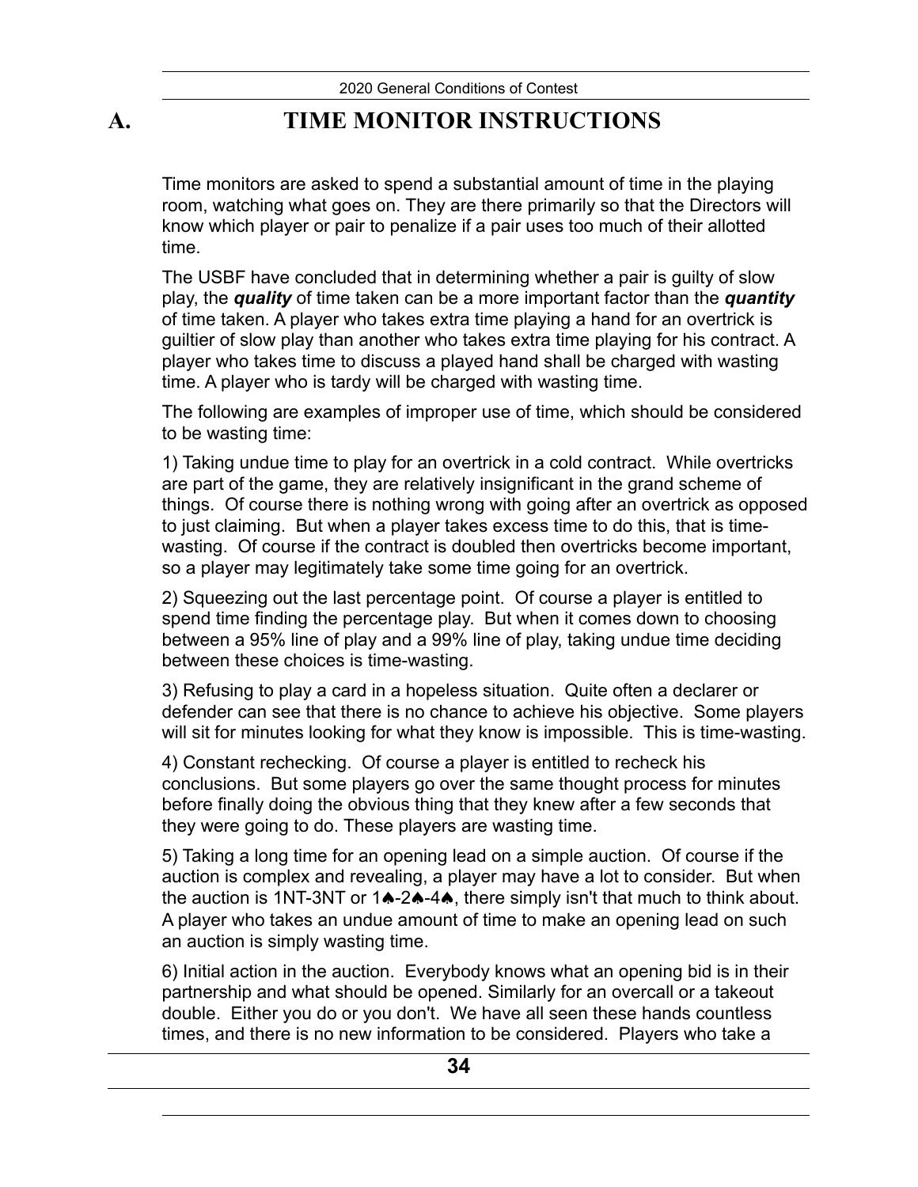# A. TIME MONITOR INSTRUCTIONS

Time monitors are asked to spend a substantial amount of time in the playing room, watching what goes on. They are there primarily so that the Directors will know which player or pair to penalize if a pair uses too much of their allotted time.

The USBF have concluded that in determining whether a pair is guilty of slow play, the ***quality*** of time taken can be a more important factor than the ***quantity*** of time taken. A player who takes extra time playing a hand for an overtrick is guiltier of slow play than another who takes extra time playing for his contract. A player who takes time to discuss a played hand shall be charged with wasting time. A player who is tardy will be charged with wasting time.

The following are examples of improper use of time, which should be considered to be wasting time:

1) Taking undue time to play for an overtrick in a cold contract. While overtricks are part of the game, they are relatively insignificant in the grand scheme of things. Of course there is nothing wrong with going after an overtrick as opposed to just claiming. But when a player takes excess time to do this, that is time-wasting. Of course if the contract is doubled then overtricks become important, so a player may legitimately take some time going for an overtrick.

2) Squeezing out the last percentage point. Of course a player is entitled to spend time finding the percentage play. But when it comes down to choosing between a 95% line of play and a 99% line of play, taking undue time deciding between these choices is time-wasting.

3) Refusing to play a card in a hopeless situation. Quite often a declarer or defender can see that there is no chance to achieve his objective. Some players will sit for minutes looking for what they know is impossible. This is time-wasting.

4) Constant rechecking. Of course a player is entitled to recheck his conclusions. But some players go over the same thought process for minutes before finally doing the obvious thing that they knew after a few seconds that they were going to do. These players are wasting time.

5) Taking a long time for an opening lead on a simple auction. Of course if the auction is complex and revealing, a player may have a lot to consider. But when the auction is 1NT-3NT or 1♠-2♠-4♠, there simply isn't that much to think about. A player who takes an undue amount of time to make an opening lead on such an auction is simply wasting time.

6) Initial action in the auction. Everybody knows what an opening bid is in their partnership and what should be opened. Similarly for an overcall or a takeout double. Either you do or you don't. We have all seen these hands countless times, and there is no new information to be considered. Players who take a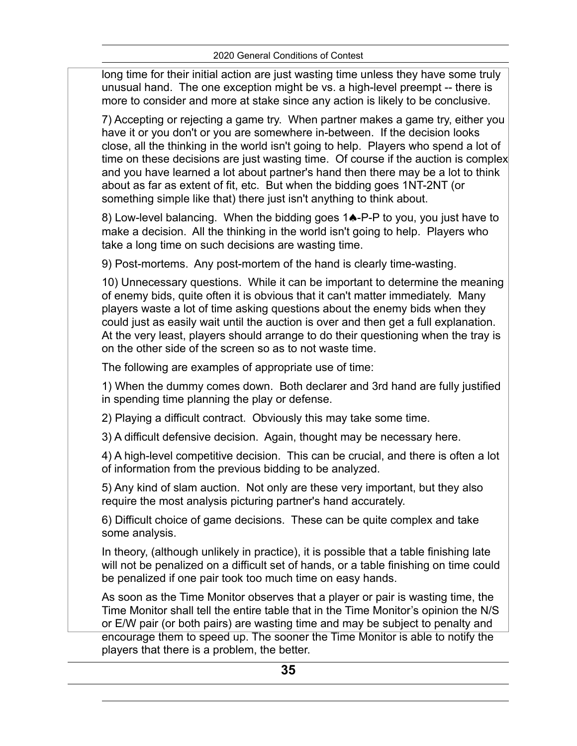long time for their initial action are just wasting time unless they have some truly unusual hand. The one exception might be vs. a high-level preempt -- there is more to consider and more at stake since any action is likely to be conclusive.

7) Accepting or rejecting a game try. When partner makes a game try, either you have it or you don't or you are somewhere in-between. If the decision looks close, all the thinking in the world isn't going to help. Players who spend a lot of time on these decisions are just wasting time. Of course if the auction is complex and you have learned a lot about partner's hand then there may be a lot to think about as far as extent of fit, etc. But when the bidding goes 1NT-2NT (or something simple like that) there just isn't anything to think about.

8) Low-level balancing. When the bidding goes 1♠-P-P to you, you just have to make a decision. All the thinking in the world isn't going to help. Players who take a long time on such decisions are wasting time.

9) Post-mortems. Any post-mortem of the hand is clearly time-wasting.

10) Unnecessary questions. While it can be important to determine the meaning of enemy bids, quite often it is obvious that it can't matter immediately. Many players waste a lot of time asking questions about the enemy bids when they could just as easily wait until the auction is over and then get a full explanation. At the very least, players should arrange to do their questioning when the tray is on the other side of the screen so as to not waste time.

The following are examples of appropriate use of time:

1) When the dummy comes down. Both declarer and 3rd hand are fully justified in spending time planning the play or defense.

2) Playing a difficult contract. Obviously this may take some time.

3) A difficult defensive decision. Again, thought may be necessary here.

4) A high-level competitive decision. This can be crucial, and there is often a lot of information from the previous bidding to be analyzed.

5) Any kind of slam auction. Not only are these very important, but they also require the most analysis picturing partner's hand accurately.

6) Difficult choice of game decisions. These can be quite complex and take some analysis.

In theory, (although unlikely in practice), it is possible that a table finishing late will not be penalized on a difficult set of hands, or a table finishing on time could be penalized if one pair took too much time on easy hands.

As soon as the Time Monitor observes that a player or pair is wasting time, the Time Monitor shall tell the entire table that in the Time Monitor's opinion the N/S or E/W pair (or both pairs) are wasting time and may be subject to penalty and encourage them to speed up. The sooner the Time Monitor is able to notify the players that there is a problem, the better.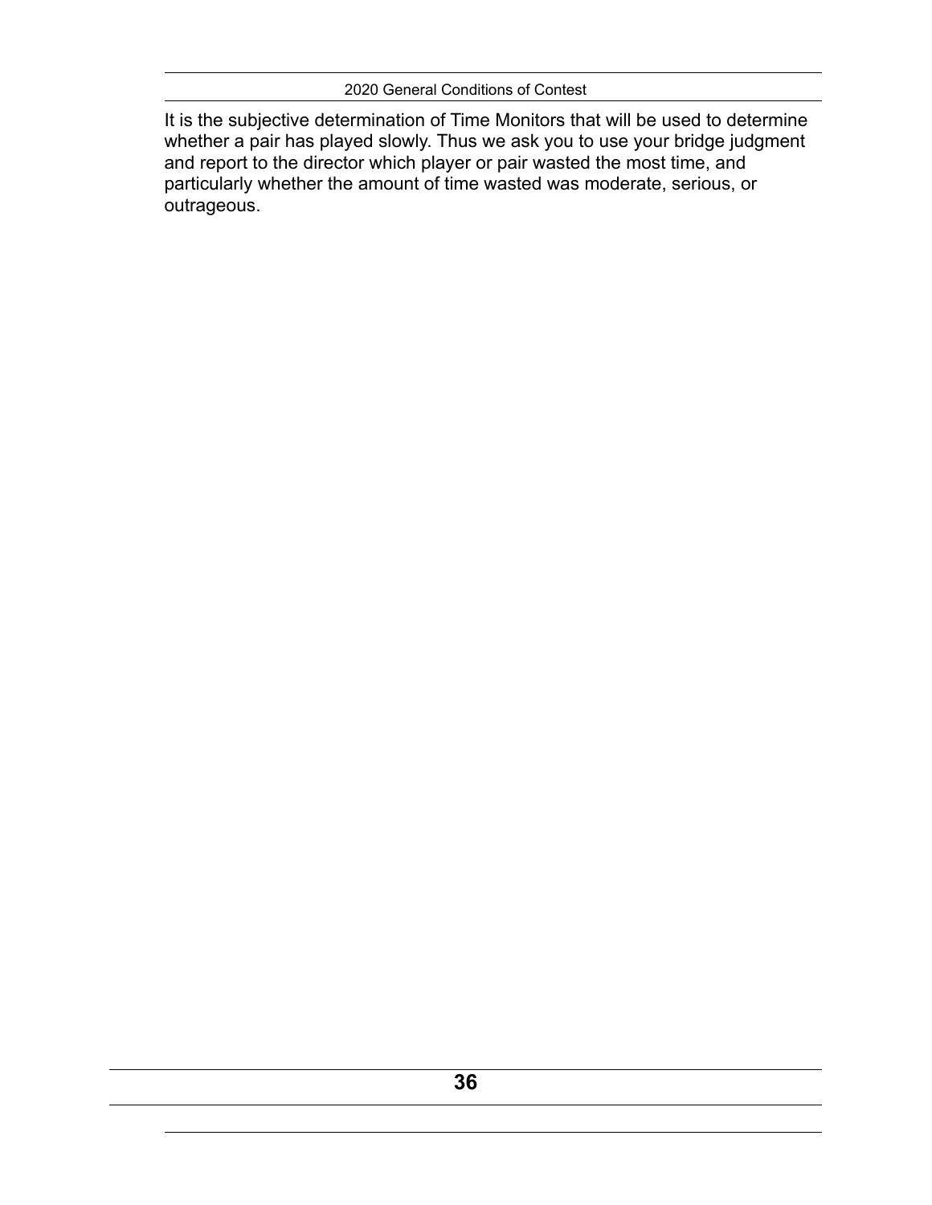It is the subjective determination of Time Monitors that will be used to determine whether a pair has played slowly. Thus we ask you to use your bridge judgment and report to the director which player or pair wasted the most time, and particularly whether the amount of time wasted was moderate, serious, or outrageous.